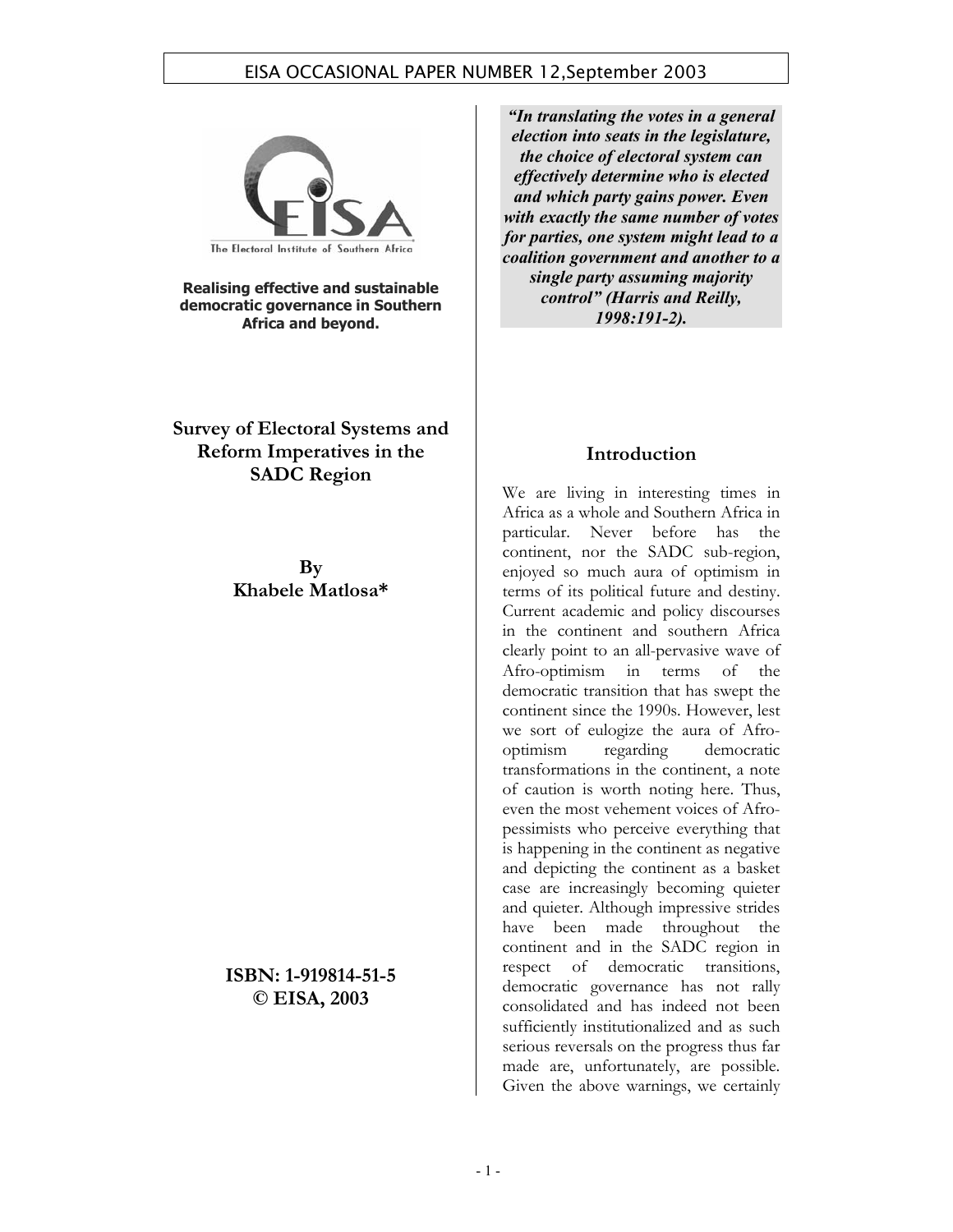EISA OCCASIONAL PAPER NUMBER 12, September 2003

The Electoral Institute of Southern Africa

**Realising effective and sustainable democratic governance in Southern Africa and beyond.**

# Survey of Electoral Systems and Reform Imperatives in the SADC Region

**By**
**Khabele Matlosa***

**ISBN: 1-919814-51-5**
**© EISA, 2003**

> ***"In translating the votes in a general election into seats in the legislature, the choice of electoral system can effectively determine who is elected and which party gains power. Even with exactly the same number of votes for parties, one system might lead to a coalition government and another to a single party assuming majority control" (Harris and Reilly, 1998:191-2).***

## Introduction

We are living in interesting times in Africa as a whole and Southern Africa in particular. Never before has the continent, nor the SADC sub-region, enjoyed so much aura of optimism in terms of its political future and destiny. Current academic and policy discourses in the continent and southern Africa clearly point to an all-pervasive wave of Afro-optimism in terms of the democratic transition that has swept the continent since the 1990s. However, lest we sort of eulogize the aura of Afro-optimism regarding democratic transformations in the continent, a note of caution is worth noting here. Thus, even the most vehement voices of Afro-pessimists who perceive everything that is happening in the continent as negative and depicting the continent as a basket case are increasingly becoming quieter and quieter. Although impressive strides have been made throughout the continent and in the SADC region in respect of democratic transitions, democratic governance has not rally consolidated and has indeed not been sufficiently institutionalized and as such serious reversals on the progress thus far made are, unfortunately, are possible. Given the above warnings, we certainly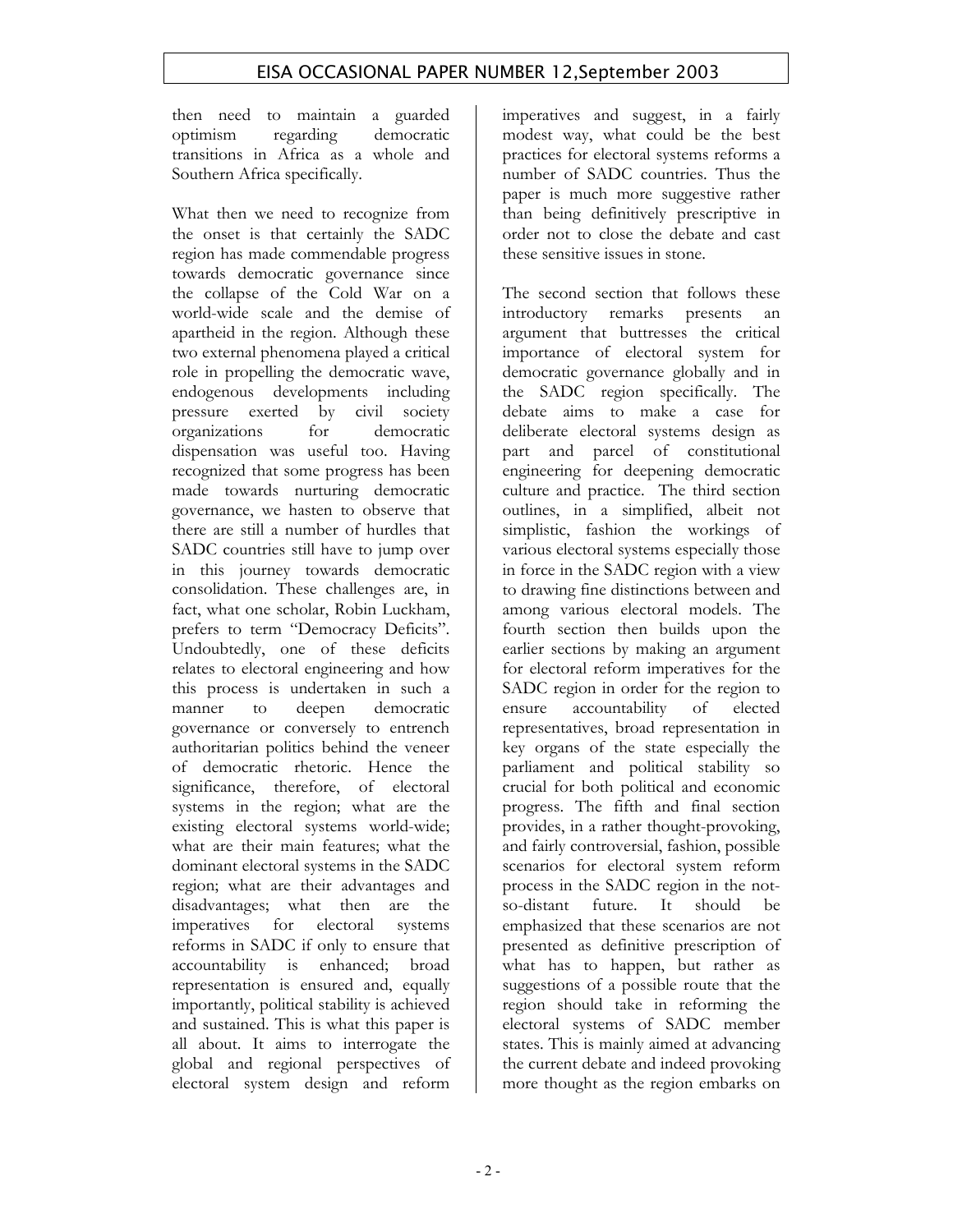then need to maintain a guarded optimism regarding democratic transitions in Africa as a whole and Southern Africa specifically.

What then we need to recognize from the onset is that certainly the SADC region has made commendable progress towards democratic governance since the collapse of the Cold War on a world-wide scale and the demise of apartheid in the region. Although these two external phenomena played a critical role in propelling the democratic wave, endogenous developments including pressure exerted by civil society organizations for democratic dispensation was useful too. Having recognized that some progress has been made towards nurturing democratic governance, we hasten to observe that there are still a number of hurdles that SADC countries still have to jump over in this journey towards democratic consolidation. These challenges are, in fact, what one scholar, Robin Luckham, prefers to term "Democracy Deficits". Undoubtedly, one of these deficits relates to electoral engineering and how this process is undertaken in such a manner to deepen democratic governance or conversely to entrench authoritarian politics behind the veneer of democratic rhetoric. Hence the significance, therefore, of electoral systems in the region; what are the existing electoral systems world-wide; what are their main features; what the dominant electoral systems in the SADC region; what are their advantages and disadvantages; what then are the imperatives for electoral systems reforms in SADC if only to ensure that accountability is enhanced; broad representation is ensured and, equally importantly, political stability is achieved and sustained. This is what this paper is all about. It aims to interrogate the global and regional perspectives of electoral system design and reform imperatives and suggest, in a fairly modest way, what could be the best practices for electoral systems reforms a number of SADC countries. Thus the paper is much more suggestive rather than being definitively prescriptive in order not to close the debate and cast these sensitive issues in stone.

The second section that follows these introductory remarks presents an argument that buttresses the critical importance of electoral system for democratic governance globally and in the SADC region specifically. The debate aims to make a case for deliberate electoral systems design as part and parcel of constitutional engineering for deepening democratic culture and practice. The third section outlines, in a simplified, albeit not simplistic, fashion the workings of various electoral systems especially those in force in the SADC region with a view to drawing fine distinctions between and among various electoral models. The fourth section then builds upon the earlier sections by making an argument for electoral reform imperatives for the SADC region in order for the region to ensure accountability of elected representatives, broad representation in key organs of the state especially the parliament and political stability so crucial for both political and economic progress. The fifth and final section provides, in a rather thought-provoking, and fairly controversial, fashion, possible scenarios for electoral system reform process in the SADC region in the not-so-distant future. It should be emphasized that these scenarios are not presented as definitive prescription of what has to happen, but rather as suggestions of a possible route that the region should take in reforming the electoral systems of SADC member states. This is mainly aimed at advancing the current debate and indeed provoking more thought as the region embarks on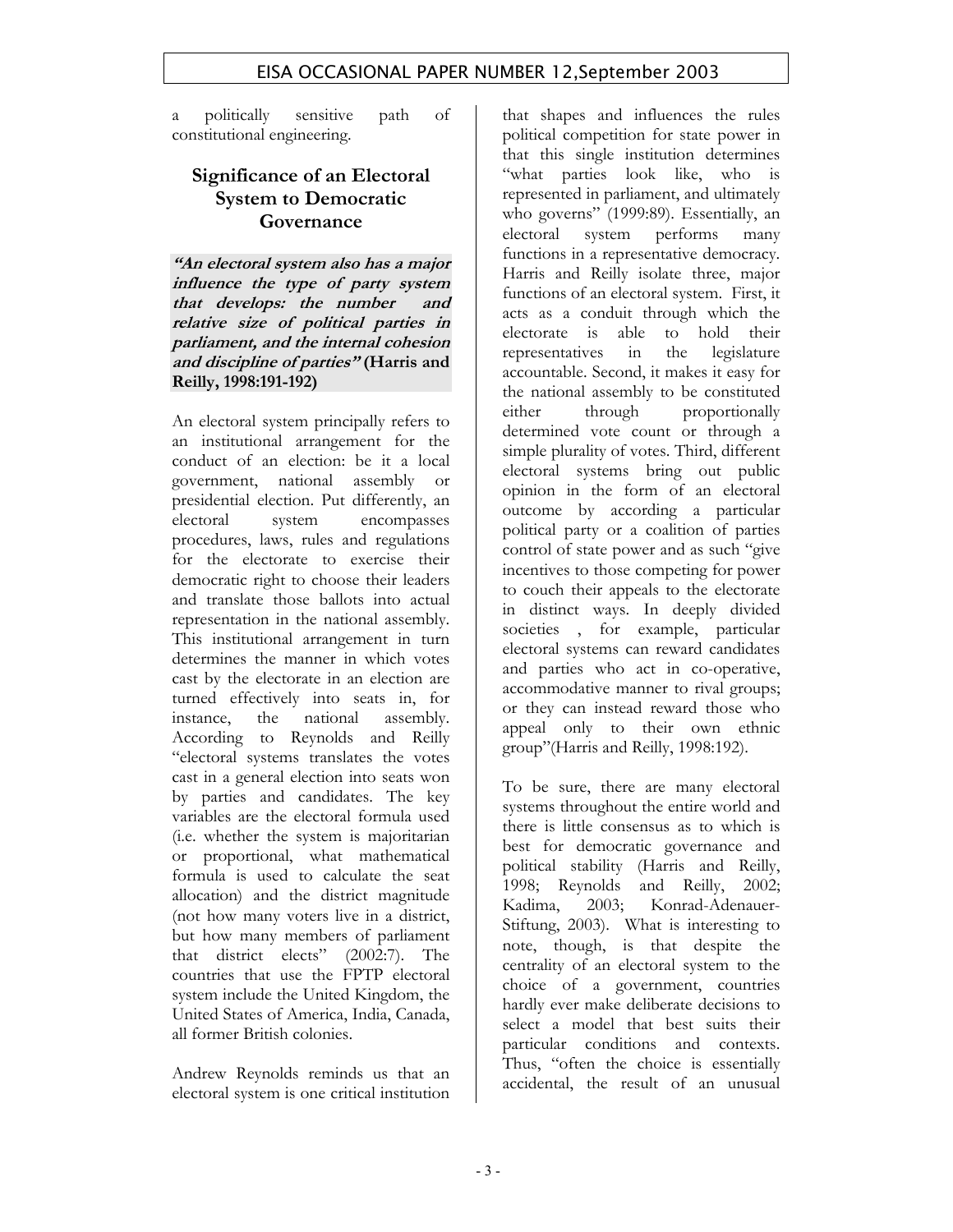a politically sensitive path of constitutional engineering.

## Significance of an Electoral System to Democratic Governance

***"An electoral system also has a major influence the type of party system that develops: the number and relative size of political parties in parliament, and the internal cohesion and discipline of parties"*** **(Harris and Reilly, 1998:191-192)**

An electoral system principally refers to an institutional arrangement for the conduct of an election: be it a local government, national assembly or presidential election. Put differently, an electoral system encompasses procedures, laws, rules and regulations for the electorate to exercise their democratic right to choose their leaders and translate those ballots into actual representation in the national assembly. This institutional arrangement in turn determines the manner in which votes cast by the electorate in an election are turned effectively into seats in, for instance, the national assembly. According to Reynolds and Reilly "electoral systems translates the votes cast in a general election into seats won by parties and candidates. The key variables are the electoral formula used (i.e. whether the system is majoritarian or proportional, what mathematical formula is used to calculate the seat allocation) and the district magnitude (not how many voters live in a district, but how many members of parliament that district elects" (2002:7). The countries that use the FPTP electoral system include the United Kingdom, the United States of America, India, Canada, all former British colonies.

Andrew Reynolds reminds us that an electoral system is one critical institution that shapes and influences the rules political competition for state power in that this single institution determines "what parties look like, who is represented in parliament, and ultimately who governs" (1999:89). Essentially, an electoral system performs many functions in a representative democracy. Harris and Reilly isolate three, major functions of an electoral system. First, it acts as a conduit through which the electorate is able to hold their representatives in the legislature accountable. Second, it makes it easy for the national assembly to be constituted either through proportionally determined vote count or through a simple plurality of votes. Third, different electoral systems bring out public opinion in the form of an electoral outcome by according a particular political party or a coalition of parties control of state power and as such "give incentives to those competing for power to couch their appeals to the electorate in distinct ways. In deeply divided societies , for example, particular electoral systems can reward candidates and parties who act in co-operative, accommodative manner to rival groups; or they can instead reward those who appeal only to their own ethnic group"(Harris and Reilly, 1998:192).

To be sure, there are many electoral systems throughout the entire world and there is little consensus as to which is best for democratic governance and political stability (Harris and Reilly, 1998; Reynolds and Reilly, 2002; Kadima, 2003; Konrad-Adenauer-Stiftung, 2003). What is interesting to note, though, is that despite the centrality of an electoral system to the choice of a government, countries hardly ever make deliberate decisions to select a model that best suits their particular conditions and contexts. Thus, "often the choice is essentially accidental, the result of an unusual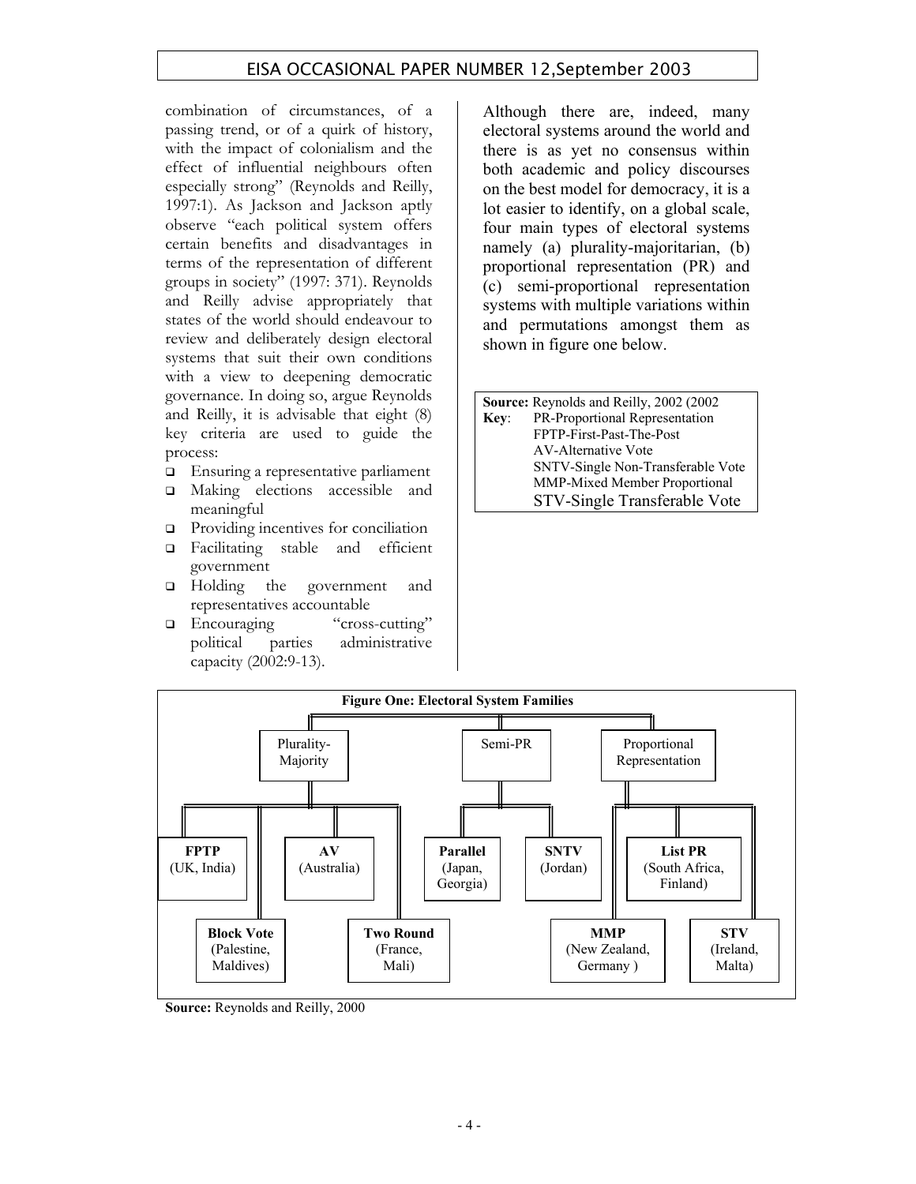combination of circumstances, of a passing trend, or of a quirk of history, with the impact of colonialism and the effect of influential neighbours often especially strong" (Reynolds and Reilly, 1997:1). As Jackson and Jackson aptly observe "each political system offers certain benefits and disadvantages in terms of the representation of different groups in society" (1997: 371). Reynolds and Reilly advise appropriately that states of the world should endeavour to review and deliberately design electoral systems that suit their own conditions with a view to deepening democratic governance. In doing so, argue Reynolds and Reilly, it is advisable that eight (8) key criteria are used to guide the process:

- Ensuring a representative parliament
- Making elections accessible and meaningful
- Providing incentives for conciliation
- Facilitating stable and efficient government
- Holding the government and representatives accountable
- Encouraging "cross-cutting" political parties administrative capacity (2002:9-13).

Although there are, indeed, many electoral systems around the world and there is as yet no consensus within both academic and policy discourses on the best model for democracy, it is a lot easier to identify, on a global scale, four main types of electoral systems namely (a) plurality-majoritarian, (b) proportional representation (PR) and (c) semi-proportional representation systems with multiple variations within and permutations amongst them as shown in figure one below.

**Source:** Reynolds and Reilly, 2002 (2002

**Key**:
PR-Proportional Representation
FPTP-First-Past-The-Post
AV-Alternative Vote
SNTV-Single Non-Transferable Vote
MMP-Mixed Member Proportional
STV-Single Transferable Vote

**Figure One: Electoral System Families**

- Plurality-Majority
  - **FPTP** (UK, India)
  - **Block Vote** (Palestine, Maldives)
  - **AV** (Australia)
  - **Two Round** (France, Mali)
- Semi-PR
  - **Parallel** (Japan, Georgia)
  - **SNTV** (Jordan)
- Proportional Representation
  - **MMP** (New Zealand, Germany )
  - **List PR** (South Africa, Finland)
  - **STV** (Ireland, Malta)

**Source:** Reynolds and Reilly, 2000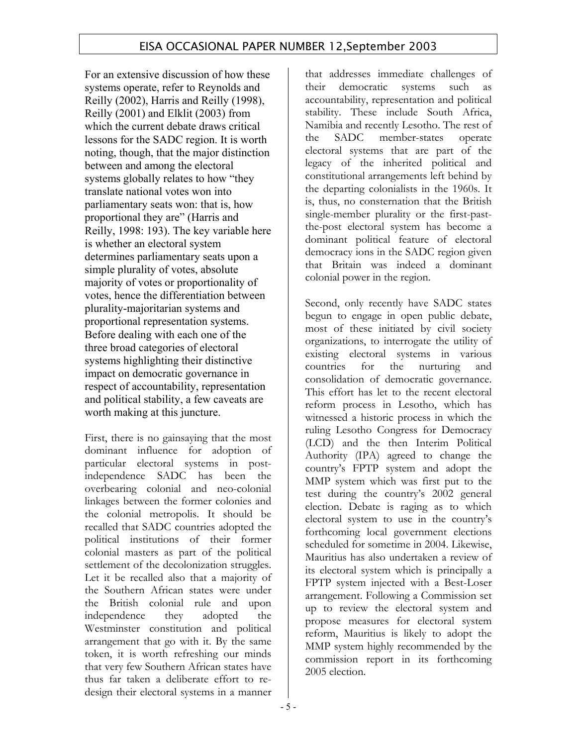For an extensive discussion of how these systems operate, refer to Reynolds and Reilly (2002), Harris and Reilly (1998), Reilly (2001) and Elklit (2003) from which the current debate draws critical lessons for the SADC region. It is worth noting, though, that the major distinction between and among the electoral systems globally relates to how "they translate national votes won into parliamentary seats won: that is, how proportional they are" (Harris and Reilly, 1998: 193). The key variable here is whether an electoral system determines parliamentary seats upon a simple plurality of votes, absolute majority of votes or proportionality of votes, hence the differentiation between plurality-majoritarian systems and proportional representation systems. Before dealing with each one of the three broad categories of electoral systems highlighting their distinctive impact on democratic governance in respect of accountability, representation and political stability, a few caveats are worth making at this juncture.

First, there is no gainsaying that the most dominant influence for adoption of particular electoral systems in post-independence SADC has been the overbearing colonial and neo-colonial linkages between the former colonies and the colonial metropolis. It should be recalled that SADC countries adopted the political institutions of their former colonial masters as part of the political settlement of the decolonization struggles. Let it be recalled also that a majority of the Southern African states were under the British colonial rule and upon independence they adopted the Westminster constitution and political arrangement that go with it. By the same token, it is worth refreshing our minds that very few Southern African states have thus far taken a deliberate effort to re-design their electoral systems in a manner that addresses immediate challenges of their democratic systems such as accountability, representation and political stability. These include South Africa, Namibia and recently Lesotho. The rest of the SADC member-states operate electoral systems that are part of the legacy of the inherited political and constitutional arrangements left behind by the departing colonialists in the 1960s. It is, thus, no consternation that the British single-member plurality or the first-past-the-post electoral system has become a dominant political feature of electoral democracy ions in the SADC region given that Britain was indeed a dominant colonial power in the region.

Second, only recently have SADC states begun to engage in open public debate, most of these initiated by civil society organizations, to interrogate the utility of existing electoral systems in various countries for the nurturing and consolidation of democratic governance. This effort has let to the recent electoral reform process in Lesotho, which has witnessed a historic process in which the ruling Lesotho Congress for Democracy (LCD) and the then Interim Political Authority (IPA) agreed to change the country's FPTP system and adopt the MMP system which was first put to the test during the country's 2002 general election. Debate is raging as to which electoral system to use in the country's forthcoming local government elections scheduled for sometime in 2004. Likewise, Mauritius has also undertaken a review of its electoral system which is principally a FPTP system injected with a Best-Loser arrangement. Following a Commission set up to review the electoral system and propose measures for electoral system reform, Mauritius is likely to adopt the MMP system highly recommended by the commission report in its forthcoming 2005 election.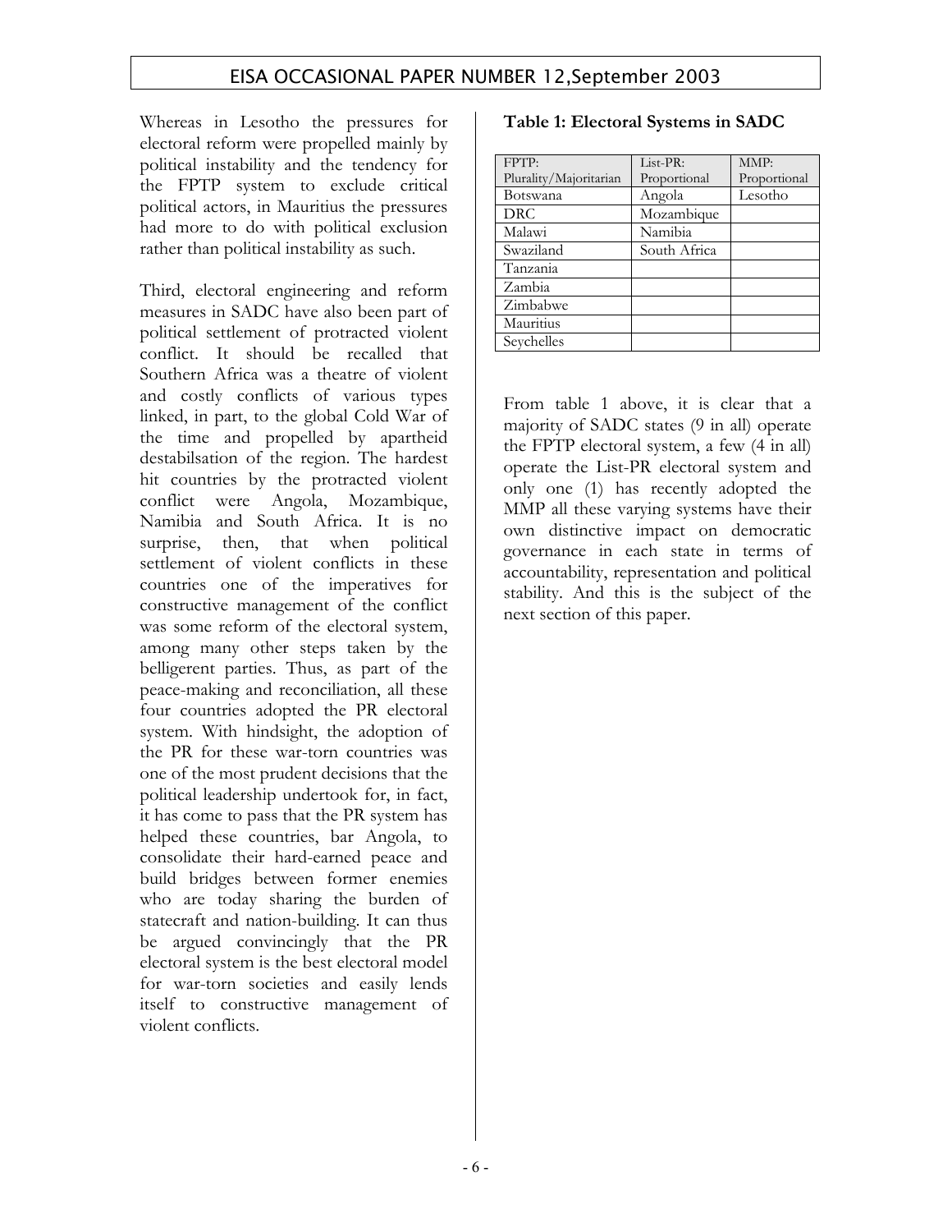Whereas in Lesotho the pressures for electoral reform were propelled mainly by political instability and the tendency for the FPTP system to exclude critical political actors, in Mauritius the pressures had more to do with political exclusion rather than political instability as such.

Third, electoral engineering and reform measures in SADC have also been part of political settlement of protracted violent conflict. It should be recalled that Southern Africa was a theatre of violent and costly conflicts of various types linked, in part, to the global Cold War of the time and propelled by apartheid destabilsation of the region. The hardest hit countries by the protracted violent conflict were Angola, Mozambique, Namibia and South Africa. It is no surprise, then, that when political settlement of violent conflicts in these countries one of the imperatives for constructive management of the conflict was some reform of the electoral system, among many other steps taken by the belligerent parties. Thus, as part of the peace-making and reconciliation, all these four countries adopted the PR electoral system. With hindsight, the adoption of the PR for these war-torn countries was one of the most prudent decisions that the political leadership undertook for, in fact, it has come to pass that the PR system has helped these countries, bar Angola, to consolidate their hard-earned peace and build bridges between former enemies who are today sharing the burden of statecraft and nation-building. It can thus be argued convincingly that the PR electoral system is the best electoral model for war-torn societies and easily lends itself to constructive management of violent conflicts.

**Table 1: Electoral Systems in SADC**

| FPTP: Plurality/Majoritarian | List-PR: Proportional | MMP: Proportional |
|---|---|---|
| Botswana | Angola | Lesotho |
| DRC | Mozambique | |
| Malawi | Namibia | |
| Swaziland | South Africa | |
| Tanzania | | |
| Zambia | | |
| Zimbabwe | | |
| Mauritius | | |
| Seychelles | | |

From table 1 above, it is clear that a majority of SADC states (9 in all) operate the FPTP electoral system, a few (4 in all) operate the List-PR electoral system and only one (1) has recently adopted the MMP all these varying systems have their own distinctive impact on democratic governance in each state in terms of accountability, representation and political stability. And this is the subject of the next section of this paper.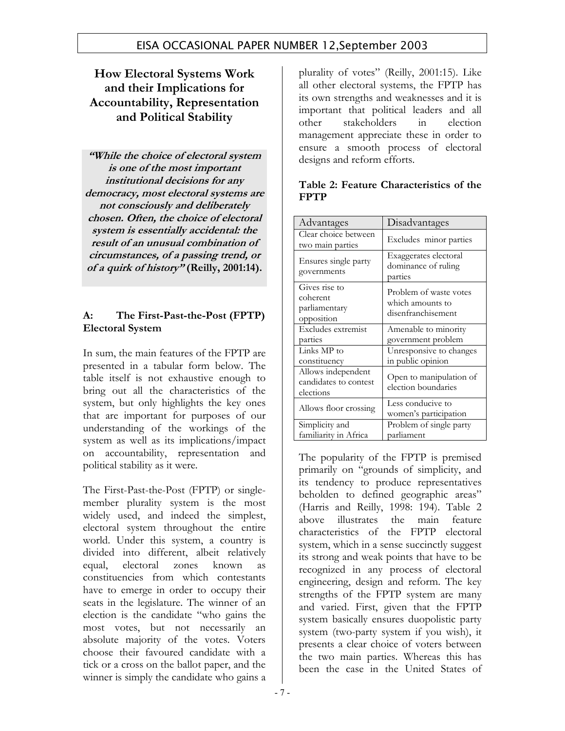## How Electoral Systems Work and their Implications for Accountability, Representation and Political Stability

> ***"While the choice of electoral system is one of the most important institutional decisions for any democracy, most electoral systems are not consciously and deliberately chosen. Often, the choice of electoral system is essentially accidental: the result of an unusual combination of circumstances, of a passing trend, or of a quirk of history"*** **(Reilly, 2001:14).**

### A: The First-Past-the-Post (FPTP) Electoral System

In sum, the main features of the FPTP are presented in a tabular form below. The table itself is not exhaustive enough to bring out all the characteristics of the system, but only highlights the key ones that are important for purposes of our understanding of the workings of the system as well as its implications/impact on accountability, representation and political stability as it were.

The First-Past-the-Post (FPTP) or single-member plurality system is the most widely used, and indeed the simplest, electoral system throughout the entire world. Under this system, a country is divided into different, albeit relatively equal, electoral zones known as constituencies from which contestants have to emerge in order to occupy their seats in the legislature. The winner of an election is the candidate "who gains the most votes, but not necessarily an absolute majority of the votes. Voters choose their favoured candidate with a tick or a cross on the ballot paper, and the winner is simply the candidate who gains a plurality of votes" (Reilly, 2001:15). Like all other electoral systems, the FPTP has its own strengths and weaknesses and it is important that political leaders and all other stakeholders in election management appreciate these in order to ensure a smooth process of electoral designs and reform efforts.

**Table 2: Feature Characteristics of the FPTP**

| Advantages | Disadvantages |
|---|---|
| Clear choice between two main parties | Excludes minor parties |
| Ensures single party governments | Exaggerates electoral dominance of ruling parties |
| Gives rise to coherent parliamentary opposition | Problem of waste votes which amounts to disenfranchisement |
| Excludes extremist parties | Amenable to minority government problem |
| Links MP to constituency | Unresponsive to changes in public opinion |
| Allows independent candidates to contest elections | Open to manipulation of election boundaries |
| Allows floor crossing | Less conducive to women's participation |
| Simplicity and familiarity in Africa | Problem of single party parliament |

The popularity of the FPTP is premised primarily on "grounds of simplicity, and its tendency to produce representatives beholden to defined geographic areas" (Harris and Reilly, 1998: 194). Table 2 above illustrates the main feature characteristics of the FPTP electoral system, which in a sense succinctly suggest its strong and weak points that have to be recognized in any process of electoral engineering, design and reform. The key strengths of the FPTP system are many and varied. First, given that the FPTP system basically ensures duopolistic party system (two-party system if you wish), it presents a clear choice of voters between the two main parties. Whereas this has been the case in the United States of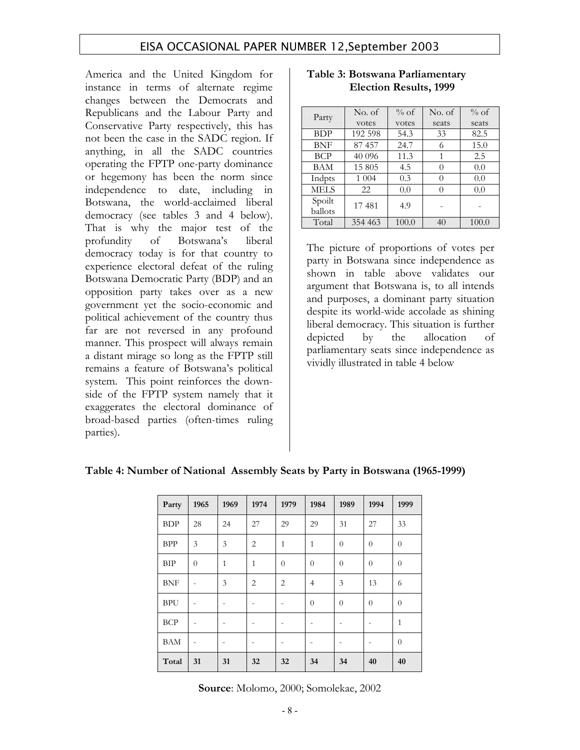America and the United Kingdom for instance in terms of alternate regime changes between the Democrats and Republicans and the Labour Party and Conservative Party respectively, this has not been the case in the SADC region. If anything, in all the SADC countries operating the FPTP one-party dominance or hegemony has been the norm since independence to date, including in Botswana, the world-acclaimed liberal democracy (see tables 3 and 4 below). That is why the major test of the profundity of Botswana's liberal democracy today is for that country to experience electoral defeat of the ruling Botswana Democratic Party (BDP) and an opposition party takes over as a new government yet the socio-economic and political achievement of the country thus far are not reversed in any profound manner. This prospect will always remain a distant mirage so long as the FPTP still remains a feature of Botswana's political system. This point reinforces the down-side of the FPTP system namely that it exaggerates the electoral dominance of broad-based parties (often-times ruling parties).

**Table 3: Botswana Parliamentary Election Results, 1999**

| Party | No. of votes | % of votes | No. of seats | % of seats |
|---|---|---|---|---|
| BDP | 192 598 | 54.3 | 33 | 82.5 |
| BNF | 87 457 | 24.7 | 6 | 15.0 |
| BCP | 40 096 | 11.3 | 1 | 2.5 |
| BAM | 15 805 | 4.5 | 0 | 0.0 |
| Indpts | 1 004 | 0.3 | 0 | 0.0 |
| MELS | 22 | 0.0 | 0 | 0.0 |
| Spoilt ballots | 17 481 | 4.9 | - | - |
| Total | 354 463 | 100.0 | 40 | 100.0 |

The picture of proportions of votes per party in Botswana since independence as shown in table above validates our argument that Botswana is, to all intends and purposes, a dominant party situation despite its world-wide accolade as shining liberal democracy. This situation is further depicted by the allocation of parliamentary seats since independence as vividly illustrated in table 4 below

**Table 4: Number of National Assembly Seats by Party in Botswana (1965-1999)**

| Party | 1965 | 1969 | 1974 | 1979 | 1984 | 1989 | 1994 | 1999 |
|---|---|---|---|---|---|---|---|---|
| BDP | 28 | 24 | 27 | 29 | 29 | 31 | 27 | 33 |
| BPP | 3 | 3 | 2 | 1 | 1 | 0 | 0 | 0 |
| BIP | 0 | 1 | 1 | 0 | 0 | 0 | 0 | 0 |
| BNF | - | 3 | 2 | 2 | 4 | 3 | 13 | 6 |
| BPU | - | - | - | - | 0 | 0 | 0 | 0 |
| BCP | - | - | - | - | - | - | - | 1 |
| BAM | - | - | - | - | - | - | - | 0 |
| **Total** | **31** | **31** | **32** | **32** | **34** | **34** | **40** | **40** |

**Source**: Molomo, 2000; Somolekae, 2002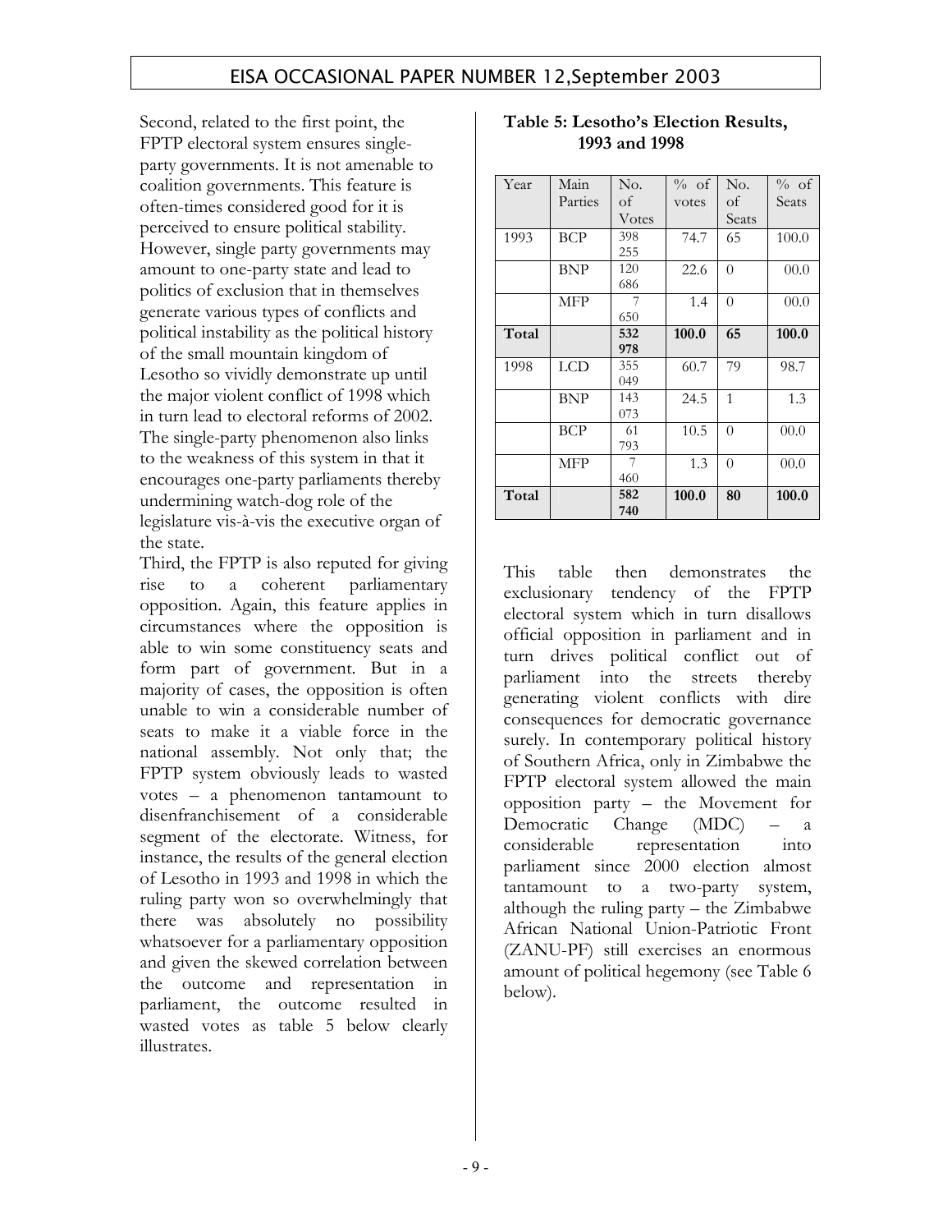Second, related to the first point, the FPTP electoral system ensures single-party governments. It is not amenable to coalition governments. This feature is often-times considered good for it is perceived to ensure political stability. However, single party governments may amount to one-party state and lead to politics of exclusion that in themselves generate various types of conflicts and political instability as the political history of the small mountain kingdom of Lesotho so vividly demonstrate up until the major violent conflict of 1998 which in turn lead to electoral reforms of 2002. The single-party phenomenon also links to the weakness of this system in that it encourages one-party parliaments thereby undermining watch-dog role of the legislature vis-à-vis the executive organ of the state.

Third, the FPTP is also reputed for giving rise to a coherent parliamentary opposition. Again, this feature applies in circumstances where the opposition is able to win some constituency seats and form part of government. But in a majority of cases, the opposition is often unable to win a considerable number of seats to make it a viable force in the national assembly. Not only that; the FPTP system obviously leads to wasted votes – a phenomenon tantamount to disenfranchisement of a considerable segment of the electorate. Witness, for instance, the results of the general election of Lesotho in 1993 and 1998 in which the ruling party won so overwhelmingly that there was absolutely no possibility whatsoever for a parliamentary opposition and given the skewed correlation between the outcome and representation in parliament, the outcome resulted in wasted votes as table 5 below clearly illustrates.

**Table 5: Lesotho's Election Results, 1993 and 1998**

| Year | Main Parties | No. of Votes | % of votes | No. of Seats | % of Seats |
|---|---|---|---|---|---|
| 1993 | BCP | 398 255 | 74.7 | 65 | 100.0 |
| | BNP | 120 686 | 22.6 | 0 | 00.0 |
| | MFP | 7 650 | 1.4 | 0 | 00.0 |
| **Total** | | **532 978** | **100.0** | **65** | **100.0** |
| 1998 | LCD | 355 049 | 60.7 | 79 | 98.7 |
| | BNP | 143 073 | 24.5 | 1 | 1.3 |
| | BCP | 61 793 | 10.5 | 0 | 00.0 |
| | MFP | 7 460 | 1.3 | 0 | 00.0 |
| **Total** | | **582 740** | **100.0** | **80** | **100.0** |

This table then demonstrates the exclusionary tendency of the FPTP electoral system which in turn disallows official opposition in parliament and in turn drives political conflict out of parliament into the streets thereby generating violent conflicts with dire consequences for democratic governance surely. In contemporary political history of Southern Africa, only in Zimbabwe the FPTP electoral system allowed the main opposition party – the Movement for Democratic Change (MDC) – a considerable representation into parliament since 2000 election almost tantamount to a two-party system, although the ruling party – the Zimbabwe African National Union-Patriotic Front (ZANU-PF) still exercises an enormous amount of political hegemony (see Table 6 below).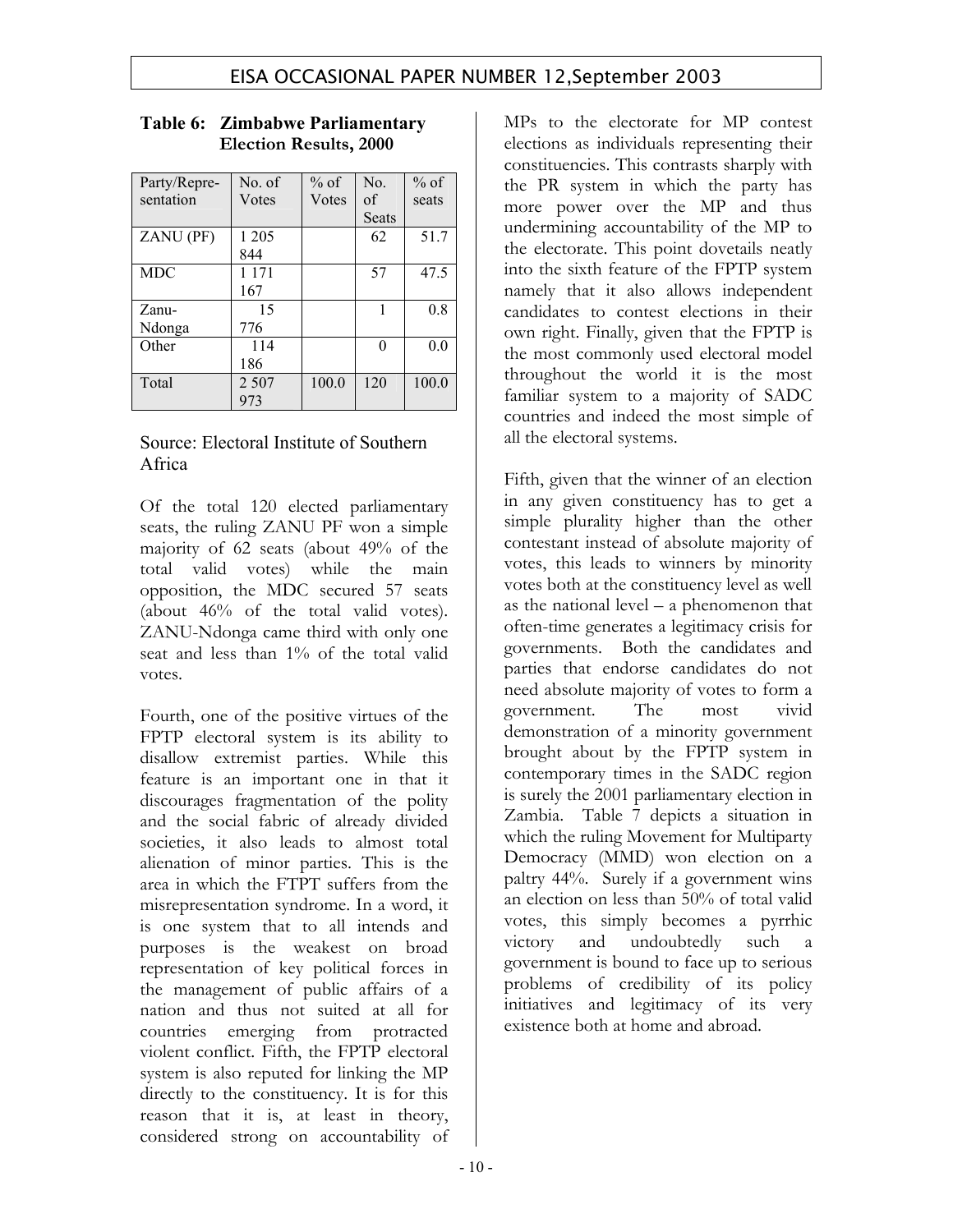**Table 6: Zimbabwe Parliamentary Election Results, 2000**

| Party/Representation | No. of Votes | % of Votes | No. of Seats | % of seats |
|---|---|---|---|---|
| ZANU (PF) | 1 205 844 | | 62 | 51.7 |
| MDC | 1 171 167 | | 57 | 47.5 |
| Zanu-Ndonga | 15 776 | | 1 | 0.8 |
| Other | 114 186 | | 0 | 0.0 |
| Total | 2 507 973 | 100.0 | 120 | 100.0 |

Source: Electoral Institute of Southern Africa

Of the total 120 elected parliamentary seats, the ruling ZANU PF won a simple majority of 62 seats (about 49% of the total valid votes) while the main opposition, the MDC secured 57 seats (about 46% of the total valid votes). ZANU-Ndonga came third with only one seat and less than 1% of the total valid votes.

Fourth, one of the positive virtues of the FPTP electoral system is its ability to disallow extremist parties. While this feature is an important one in that it discourages fragmentation of the polity and the social fabric of already divided societies, it also leads to almost total alienation of minor parties. This is the area in which the FTPT suffers from the misrepresentation syndrome. In a word, it is one system that to all intends and purposes is the weakest on broad representation of key political forces in the management of public affairs of a nation and thus not suited at all for countries emerging from protracted violent conflict. Fifth, the FPTP electoral system is also reputed for linking the MP directly to the constituency. It is for this reason that it is, at least in theory, considered strong on accountability of MPs to the electorate for MP contest elections as individuals representing their constituencies. This contrasts sharply with the PR system in which the party has more power over the MP and thus undermining accountability of the MP to the electorate. This point dovetails neatly into the sixth feature of the FPTP system namely that it also allows independent candidates to contest elections in their own right. Finally, given that the FPTP is the most commonly used electoral model throughout the world it is the most familiar system to a majority of SADC countries and indeed the most simple of all the electoral systems.

Fifth, given that the winner of an election in any given constituency has to get a simple plurality higher than the other contestant instead of absolute majority of votes, this leads to winners by minority votes both at the constituency level as well as the national level – a phenomenon that often-time generates a legitimacy crisis for governments. Both the candidates and parties that endorse candidates do not need absolute majority of votes to form a government. The most vivid demonstration of a minority government brought about by the FPTP system in contemporary times in the SADC region is surely the 2001 parliamentary election in Zambia. Table 7 depicts a situation in which the ruling Movement for Multiparty Democracy (MMD) won election on a paltry 44%. Surely if a government wins an election on less than 50% of total valid votes, this simply becomes a pyrrhic victory and undoubtedly such a government is bound to face up to serious problems of credibility of its policy initiatives and legitimacy of its very existence both at home and abroad.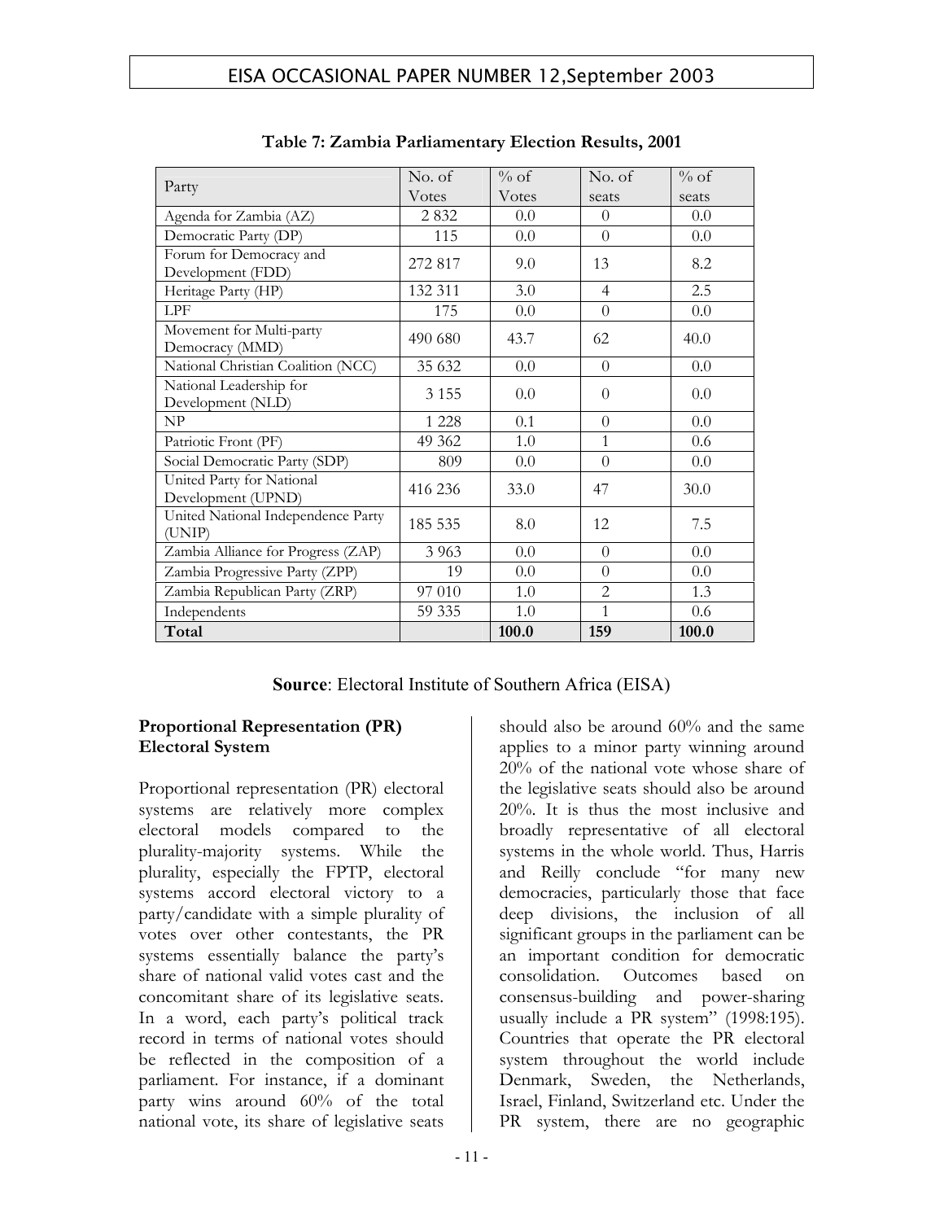**Table 7: Zambia Parliamentary Election Results, 2001**

| Party | No. of Votes | % of Votes | No. of seats | % of seats |
|---|---|---|---|---|
| Agenda for Zambia (AZ) | 2 832 | 0.0 | 0 | 0.0 |
| Democratic Party (DP) | 115 | 0.0 | 0 | 0.0 |
| Forum for Democracy and Development (FDD) | 272 817 | 9.0 | 13 | 8.2 |
| Heritage Party (HP) | 132 311 | 3.0 | 4 | 2.5 |
| LPF | 175 | 0.0 | 0 | 0.0 |
| Movement for Multi-party Democracy (MMD) | 490 680 | 43.7 | 62 | 40.0 |
| National Christian Coalition (NCC) | 35 632 | 0.0 | 0 | 0.0 |
| National Leadership for Development (NLD) | 3 155 | 0.0 | 0 | 0.0 |
| NP | 1 228 | 0.1 | 0 | 0.0 |
| Patriotic Front (PF) | 49 362 | 1.0 | 1 | 0.6 |
| Social Democratic Party (SDP) | 809 | 0.0 | 0 | 0.0 |
| United Party for National Development (UPND) | 416 236 | 33.0 | 47 | 30.0 |
| United National Independence Party (UNIP) | 185 535 | 8.0 | 12 | 7.5 |
| Zambia Alliance for Progress (ZAP) | 3 963 | 0.0 | 0 | 0.0 |
| Zambia Progressive Party (ZPP) | 19 | 0.0 | 0 | 0.0 |
| Zambia Republican Party (ZRP) | 97 010 | 1.0 | 2 | 1.3 |
| Independents | 59 335 | 1.0 | 1 | 0.6 |
| **Total** | | **100.0** | **159** | **100.0** |

**Source**: Electoral Institute of Southern Africa (EISA)

### Proportional Representation (PR) Electoral System

Proportional representation (PR) electoral systems are relatively more complex electoral models compared to the plurality-majority systems. While the plurality, especially the FPTP, electoral systems accord electoral victory to a party/candidate with a simple plurality of votes over other contestants, the PR systems essentially balance the party's share of national valid votes cast and the concomitant share of its legislative seats. In a word, each party's political track record in terms of national votes should be reflected in the composition of a parliament. For instance, if a dominant party wins around 60% of the total national vote, its share of legislative seats should also be around 60% and the same applies to a minor party winning around 20% of the national vote whose share of the legislative seats should also be around 20%. It is thus the most inclusive and broadly representative of all electoral systems in the whole world. Thus, Harris and Reilly conclude "for many new democracies, particularly those that face deep divisions, the inclusion of all significant groups in the parliament can be an important condition for democratic consolidation. Outcomes based on consensus-building and power-sharing usually include a PR system" (1998:195). Countries that operate the PR electoral system throughout the world include Denmark, Sweden, the Netherlands, Israel, Finland, Switzerland etc. Under the PR system, there are no geographic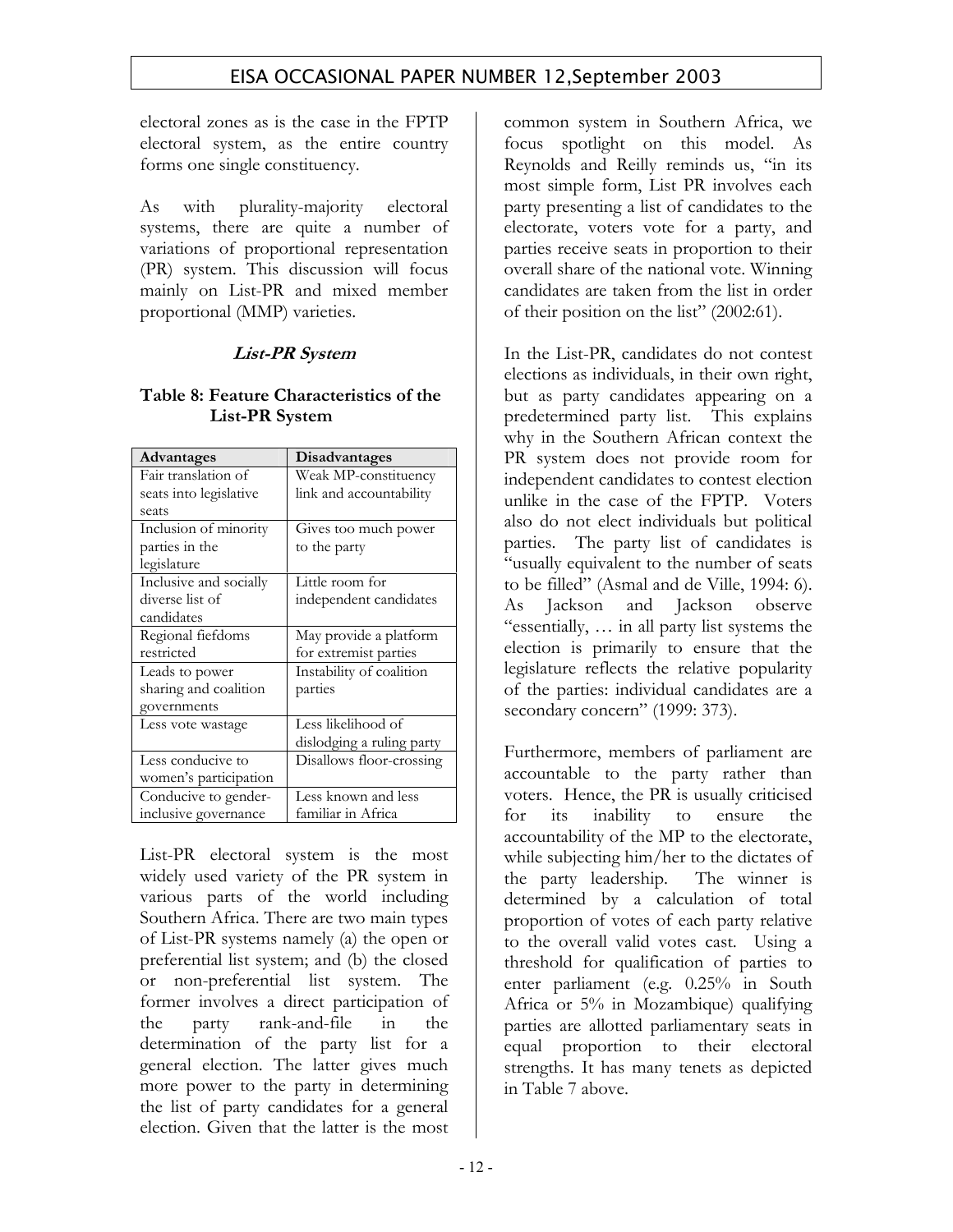electoral zones as is the case in the FPTP electoral system, as the entire country forms one single constituency.

As with plurality-majority electoral systems, there are quite a number of variations of proportional representation (PR) system. This discussion will focus mainly on List-PR and mixed member proportional (MMP) varieties.

### *List-PR System*

**Table 8: Feature Characteristics of the List-PR System**

| Advantages | Disadvantages |
|---|---|
| Fair translation of seats into legislative seats | Weak MP-constituency link and accountability |
| Inclusion of minority parties in the legislature | Gives too much power to the party |
| Inclusive and socially diverse list of candidates | Little room for independent candidates |
| Regional fiefdoms restricted | May provide a platform for extremist parties |
| Leads to power sharing and coalition governments | Instability of coalition parties |
| Less vote wastage | Less likelihood of dislodging a ruling party |
| Less conducive to women's participation | Disallows floor-crossing |
| Conducive to gender-inclusive governance | Less known and less familiar in Africa |

List-PR electoral system is the most widely used variety of the PR system in various parts of the world including Southern Africa. There are two main types of List-PR systems namely (a) the open or preferential list system; and (b) the closed or non-preferential list system. The former involves a direct participation of the party rank-and-file in the determination of the party list for a general election. The latter gives much more power to the party in determining the list of party candidates for a general election. Given that the latter is the most common system in Southern Africa, we focus spotlight on this model. As Reynolds and Reilly reminds us, "in its most simple form, List PR involves each party presenting a list of candidates to the electorate, voters vote for a party, and parties receive seats in proportion to their overall share of the national vote. Winning candidates are taken from the list in order of their position on the list" (2002:61).

In the List-PR, candidates do not contest elections as individuals, in their own right, but as party candidates appearing on a predetermined party list. This explains why in the Southern African context the PR system does not provide room for independent candidates to contest election unlike in the case of the FPTP. Voters also do not elect individuals but political parties. The party list of candidates is "usually equivalent to the number of seats to be filled" (Asmal and de Ville, 1994: 6). As Jackson and Jackson observe "essentially, … in all party list systems the election is primarily to ensure that the legislature reflects the relative popularity of the parties: individual candidates are a secondary concern" (1999: 373).

Furthermore, members of parliament are accountable to the party rather than voters. Hence, the PR is usually criticised for its inability to ensure the accountability of the MP to the electorate, while subjecting him/her to the dictates of the party leadership. The winner is determined by a calculation of total proportion of votes of each party relative to the overall valid votes cast. Using a threshold for qualification of parties to enter parliament (e.g. 0.25% in South Africa or 5% in Mozambique) qualifying parties are allotted parliamentary seats in equal proportion to their electoral strengths. It has many tenets as depicted in Table 7 above.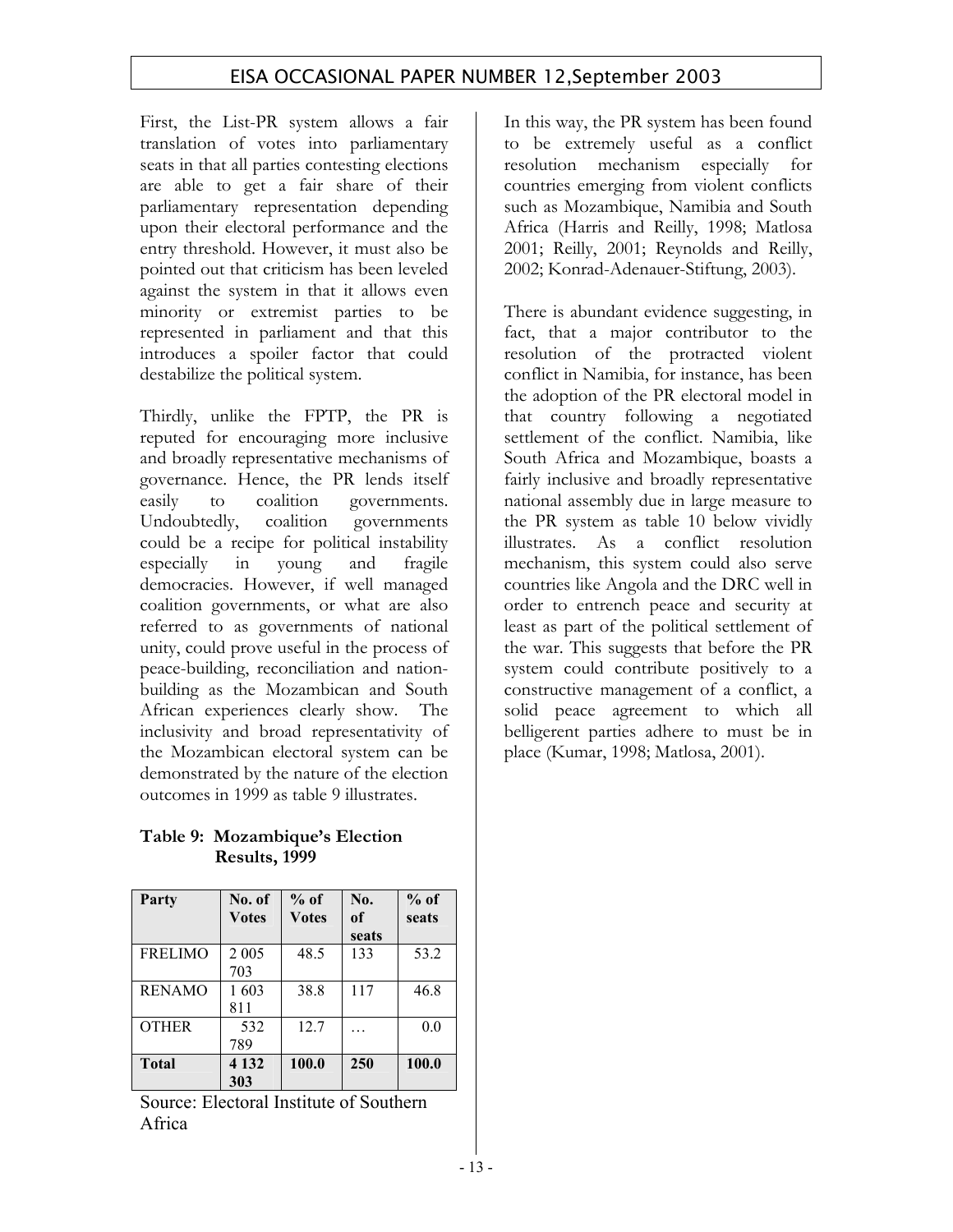First, the List-PR system allows a fair translation of votes into parliamentary seats in that all parties contesting elections are able to get a fair share of their parliamentary representation depending upon their electoral performance and the entry threshold. However, it must also be pointed out that criticism has been leveled against the system in that it allows even minority or extremist parties to be represented in parliament and that this introduces a spoiler factor that could destabilize the political system.

Thirdly, unlike the FPTP, the PR is reputed for encouraging more inclusive and broadly representative mechanisms of governance. Hence, the PR lends itself easily to coalition governments. Undoubtedly, coalition governments could be a recipe for political instability especially in young and fragile democracies. However, if well managed coalition governments, or what are also referred to as governments of national unity, could prove useful in the process of peace-building, reconciliation and nation-building as the Mozambican and South African experiences clearly show. The inclusivity and broad representativity of the Mozambican electoral system can be demonstrated by the nature of the election outcomes in 1999 as table 9 illustrates.

**Table 9: Mozambique's Election Results, 1999**

| Party | No. of Votes | % of Votes | No. of seats | % of seats |
|---|---|---|---|---|
| FRELIMO | 2 005 703 | 48.5 | 133 | 53.2 |
| RENAMO | 1 603 811 | 38.8 | 117 | 46.8 |
| OTHER | 532 789 | 12.7 | … | 0.0 |
| **Total** | **4 132 303** | **100.0** | **250** | **100.0** |

Source: Electoral Institute of Southern Africa

In this way, the PR system has been found to be extremely useful as a conflict resolution mechanism especially for countries emerging from violent conflicts such as Mozambique, Namibia and South Africa (Harris and Reilly, 1998; Matlosa 2001; Reilly, 2001; Reynolds and Reilly, 2002; Konrad-Adenauer-Stiftung, 2003).

There is abundant evidence suggesting, in fact, that a major contributor to the resolution of the protracted violent conflict in Namibia, for instance, has been the adoption of the PR electoral model in that country following a negotiated settlement of the conflict. Namibia, like South Africa and Mozambique, boasts a fairly inclusive and broadly representative national assembly due in large measure to the PR system as table 10 below vividly illustrates. As a conflict resolution mechanism, this system could also serve countries like Angola and the DRC well in order to entrench peace and security at least as part of the political settlement of the war. This suggests that before the PR system could contribute positively to a constructive management of a conflict, a solid peace agreement to which all belligerent parties adhere to must be in place (Kumar, 1998; Matlosa, 2001).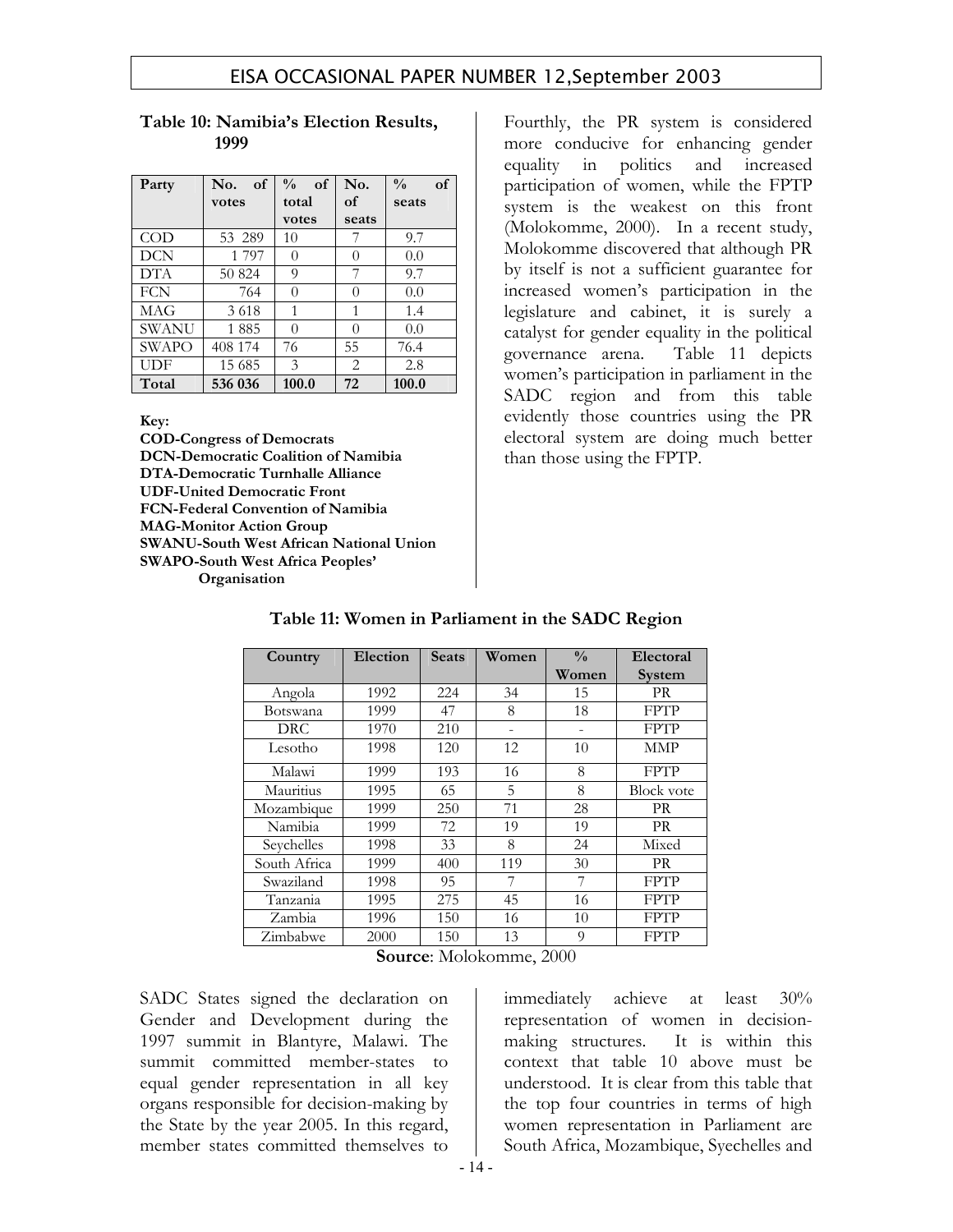**Table 10: Namibia's Election Results, 1999**

| Party | No. of votes | % of total votes | No. of seats | % of seats |
|---|---|---|---|---|
| COD | 53 289 | 10 | 7 | 9.7 |
| DCN | 1 797 | 0 | 0 | 0.0 |
| DTA | 50 824 | 9 | 7 | 9.7 |
| FCN | 764 | 0 | 0 | 0.0 |
| MAG | 3 618 | 1 | 1 | 1.4 |
| SWANU | 1 885 | 0 | 0 | 0.0 |
| SWAPO | 408 174 | 76 | 55 | 76.4 |
| UDF | 15 685 | 3 | 2 | 2.8 |
| **Total** | **536 036** | **100.0** | **72** | **100.0** |

**Key:**
**COD-Congress of Democrats**
**DCN-Democratic Coalition of Namibia**
**DTA-Democratic Turnhalle Alliance**
**UDF-United Democratic Front**
**FCN-Federal Convention of Namibia**
**MAG-Monitor Action Group**
**SWANU-South West African National Union**
**SWAPO-South West Africa Peoples' Organisation**

Fourthly, the PR system is considered more conducive for enhancing gender equality in politics and increased participation of women, while the FPTP system is the weakest on this front (Molokomme, 2000). In a recent study, Molokomme discovered that although PR by itself is not a sufficient guarantee for increased women's participation in the legislature and cabinet, it is surely a catalyst for gender equality in the political governance arena. Table 11 depicts women's participation in parliament in the SADC region and from this table evidently those countries using the PR electoral system are doing much better than those using the FPTP.

**Table 11: Women in Parliament in the SADC Region**

| Country | Election | Seats | Women | % Women | Electoral System |
|---|---|---|---|---|---|
| Angola | 1992 | 224 | 34 | 15 | PR |
| Botswana | 1999 | 47 | 8 | 18 | FPTP |
| DRC | 1970 | 210 | - | - | FPTP |
| Lesotho | 1998 | 120 | 12 | 10 | MMP |
| Malawi | 1999 | 193 | 16 | 8 | FPTP |
| Mauritius | 1995 | 65 | 5 | 8 | Block vote |
| Mozambique | 1999 | 250 | 71 | 28 | PR |
| Namibia | 1999 | 72 | 19 | 19 | PR |
| Seychelles | 1998 | 33 | 8 | 24 | Mixed |
| South Africa | 1999 | 400 | 119 | 30 | PR |
| Swaziland | 1998 | 95 | 7 | 7 | FPTP |
| Tanzania | 1995 | 275 | 45 | 16 | FPTP |
| Zambia | 1996 | 150 | 16 | 10 | FPTP |
| Zimbabwe | 2000 | 150 | 13 | 9 | FPTP |

**Source**: Molokomme, 2000

SADC States signed the declaration on Gender and Development during the 1997 summit in Blantyre, Malawi. The summit committed member-states to equal gender representation in all key organs responsible for decision-making by the State by the year 2005. In this regard, member states committed themselves to immediately achieve at least 30% representation of women in decision-making structures. It is within this context that table 10 above must be understood. It is clear from this table that the top four countries in terms of high women representation in Parliament are South Africa, Mozambique, Syechelles and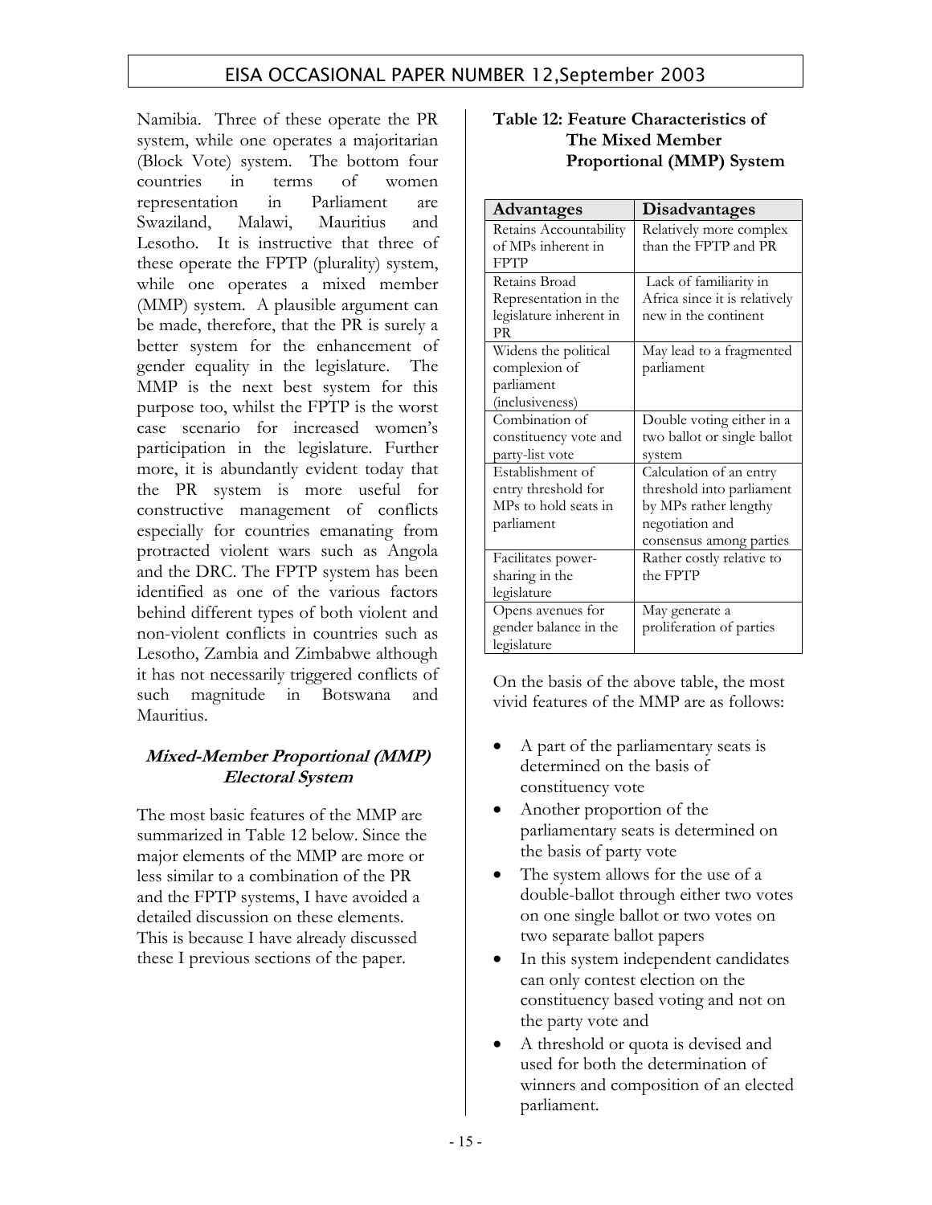Namibia. Three of these operate the PR system, while one operates a majoritarian (Block Vote) system. The bottom four countries in terms of women representation in Parliament are Swaziland, Malawi, Mauritius and Lesotho. It is instructive that three of these operate the FPTP (plurality) system, while one operates a mixed member (MMP) system. A plausible argument can be made, therefore, that the PR is surely a better system for the enhancement of gender equality in the legislature. The MMP is the next best system for this purpose too, whilst the FPTP is the worst case scenario for increased women's participation in the legislature. Further more, it is abundantly evident today that the PR system is more useful for constructive management of conflicts especially for countries emanating from protracted violent wars such as Angola and the DRC. The FPTP system has been identified as one of the various factors behind different types of both violent and non-violent conflicts in countries such as Lesotho, Zambia and Zimbabwe although it has not necessarily triggered conflicts of such magnitude in Botswana and Mauritius.

## ***Mixed-Member Proportional (MMP) Electoral System***

The most basic features of the MMP are summarized in Table 12 below. Since the major elements of the MMP are more or less similar to a combination of the PR and the FPTP systems, I have avoided a detailed discussion on these elements. This is because I have already discussed these I previous sections of the paper.

**Table 12: Feature Characteristics of The Mixed Member Proportional (MMP) System**

| Advantages | Disadvantages |
|---|---|
| Retains Accountability of MPs inherent in FPTP | Relatively more complex than the FPTP and PR |
| Retains Broad Representation in the legislature inherent in PR | Lack of familiarity in Africa since it is relatively new in the continent |
| Widens the political complexion of parliament (inclusiveness) | May lead to a fragmented parliament |
| Combination of constituency vote and party-list vote | Double voting either in a two ballot or single ballot system |
| Establishment of entry threshold for MPs to hold seats in parliament | Calculation of an entry threshold into parliament by MPs rather lengthy negotiation and consensus among parties |
| Facilitates power-sharing in the legislature | Rather costly relative to the FPTP |
| Opens avenues for gender balance in the legislature | May generate a proliferation of parties |

On the basis of the above table, the most vivid features of the MMP are as follows:

- A part of the parliamentary seats is determined on the basis of constituency vote
- Another proportion of the parliamentary seats is determined on the basis of party vote
- The system allows for the use of a double-ballot through either two votes on one single ballot or two votes on two separate ballot papers
- In this system independent candidates can only contest election on the constituency based voting and not on the party vote and
- A threshold or quota is devised and used for both the determination of winners and composition of an elected parliament.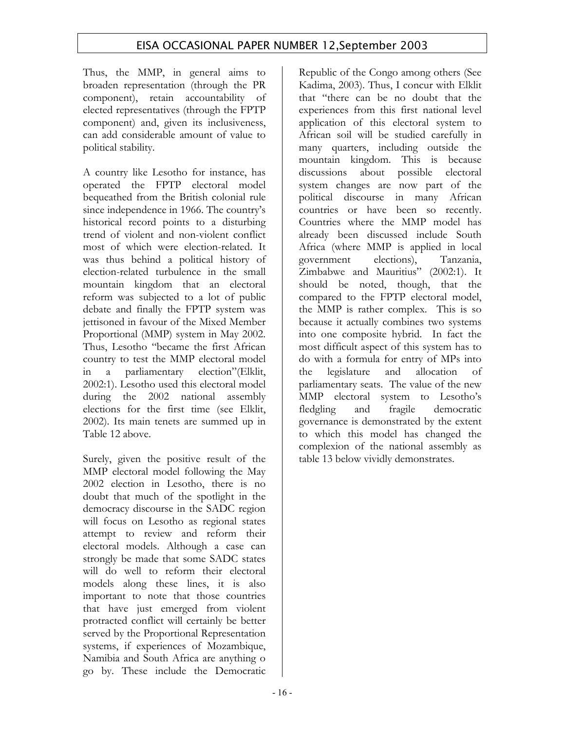Thus, the MMP, in general aims to broaden representation (through the PR component), retain accountability of elected representatives (through the FPTP component) and, given its inclusiveness, can add considerable amount of value to political stability.

A country like Lesotho for instance, has operated the FPTP electoral model bequeathed from the British colonial rule since independence in 1966. The country's historical record points to a disturbing trend of violent and non-violent conflict most of which were election-related. It was thus behind a political history of election-related turbulence in the small mountain kingdom that an electoral reform was subjected to a lot of public debate and finally the FPTP system was jettisoned in favour of the Mixed Member Proportional (MMP) system in May 2002. Thus, Lesotho "became the first African country to test the MMP electoral model in a parliamentary election"(Elklit, 2002:1). Lesotho used this electoral model during the 2002 national assembly elections for the first time (see Elklit, 2002). Its main tenets are summed up in Table 12 above.

Surely, given the positive result of the MMP electoral model following the May 2002 election in Lesotho, there is no doubt that much of the spotlight in the democracy discourse in the SADC region will focus on Lesotho as regional states attempt to review and reform their electoral models. Although a case can strongly be made that some SADC states will do well to reform their electoral models along these lines, it is also important to note that those countries that have just emerged from violent protracted conflict will certainly be better served by the Proportional Representation systems, if experiences of Mozambique, Namibia and South Africa are anything o go by. These include the Democratic Republic of the Congo among others (See Kadima, 2003). Thus, I concur with Elklit that "there can be no doubt that the experiences from this first national level application of this electoral system to African soil will be studied carefully in many quarters, including outside the mountain kingdom. This is because discussions about possible electoral system changes are now part of the political discourse in many African countries or have been so recently. Countries where the MMP model has already been discussed include South Africa (where MMP is applied in local government elections), Tanzania, Zimbabwe and Mauritius" (2002:1). It should be noted, though, that the compared to the FPTP electoral model, the MMP is rather complex. This is so because it actually combines two systems into one composite hybrid. In fact the most difficult aspect of this system has to do with a formula for entry of MPs into the legislature and allocation of parliamentary seats. The value of the new MMP electoral system to Lesotho's fledgling and fragile democratic governance is demonstrated by the extent to which this model has changed the complexion of the national assembly as table 13 below vividly demonstrates.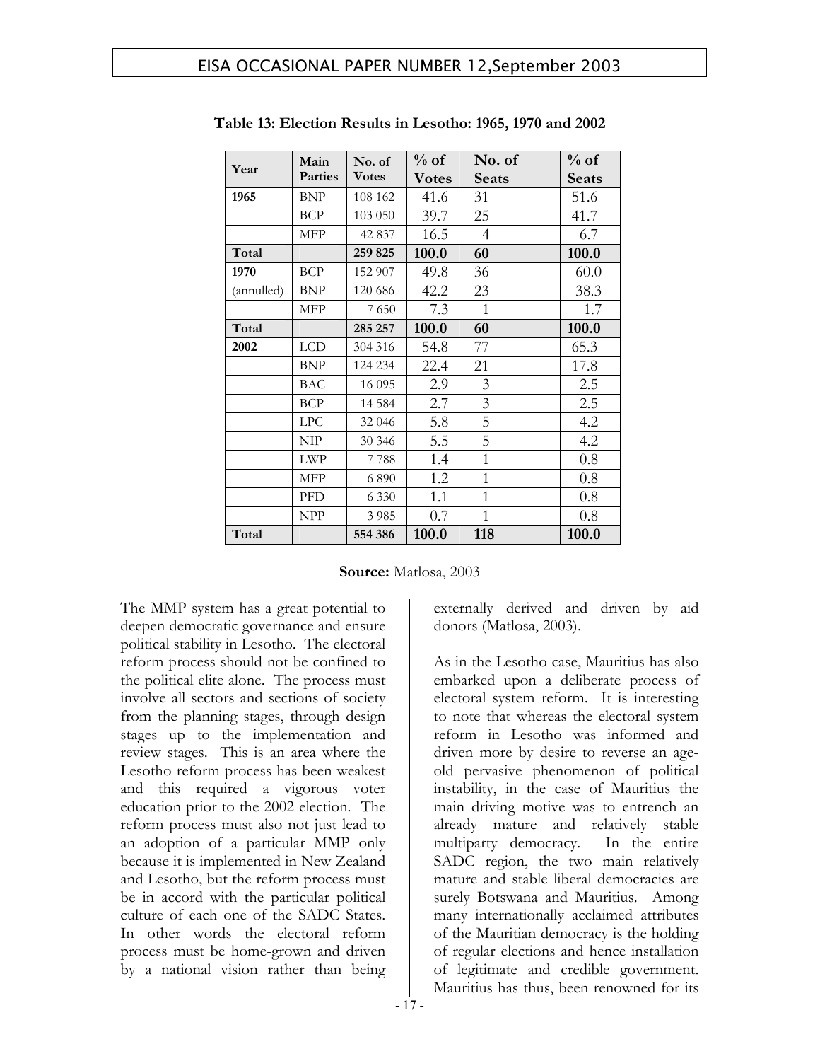**Table 13: Election Results in Lesotho: 1965, 1970 and 2002**

| Year | Main Parties | No. of Votes | % of Votes | No. of Seats | % of Seats |
|---|---|---|---|---|---|
| **1965** | BNP | 108 162 | 41.6 | 31 | 51.6 |
| | BCP | 103 050 | 39.7 | 25 | 41.7 |
| | MFP | 42 837 | 16.5 | 4 | 6.7 |
| **Total** | | **259 825** | **100.0** | **60** | **100.0** |
| **1970** | BCP | 152 907 | 49.8 | 36 | 60.0 |
| (annulled) | BNP | 120 686 | 42.2 | 23 | 38.3 |
| | MFP | 7 650 | 7.3 | 1 | 1.7 |
| **Total** | | **285 257** | **100.0** | **60** | **100.0** |
| **2002** | LCD | 304 316 | 54.8 | 77 | 65.3 |
| | BNP | 124 234 | 22.4 | 21 | 17.8 |
| | BAC | 16 095 | 2.9 | 3 | 2.5 |
| | BCP | 14 584 | 2.7 | 3 | 2.5 |
| | LPC | 32 046 | 5.8 | 5 | 4.2 |
| | NIP | 30 346 | 5.5 | 5 | 4.2 |
| | LWP | 7 788 | 1.4 | 1 | 0.8 |
| | MFP | 6 890 | 1.2 | 1 | 0.8 |
| | PFD | 6 330 | 1.1 | 1 | 0.8 |
| | NPP | 3 985 | 0.7 | 1 | 0.8 |
| **Total** | | **554 386** | **100.0** | **118** | **100.0** |

**Source:** Matlosa, 2003

The MMP system has a great potential to deepen democratic governance and ensure political stability in Lesotho. The electoral reform process should not be confined to the political elite alone. The process must involve all sectors and sections of society from the planning stages, through design stages up to the implementation and review stages. This is an area where the Lesotho reform process has been weakest and this required a vigorous voter education prior to the 2002 election. The reform process must also not just lead to an adoption of a particular MMP only because it is implemented in New Zealand and Lesotho, but the reform process must be in accord with the particular political culture of each one of the SADC States. In other words the electoral reform process must be home-grown and driven by a national vision rather than being externally derived and driven by aid donors (Matlosa, 2003).

As in the Lesotho case, Mauritius has also embarked upon a deliberate process of electoral system reform. It is interesting to note that whereas the electoral system reform in Lesotho was informed and driven more by desire to reverse an age-old pervasive phenomenon of political instability, in the case of Mauritius the main driving motive was to entrench an already mature and relatively stable multiparty democracy. In the entire SADC region, the two main relatively mature and stable liberal democracies are surely Botswana and Mauritius. Among many internationally acclaimed attributes of the Mauritian democracy is the holding of regular elections and hence installation of legitimate and credible government. Mauritius has thus, been renowned for its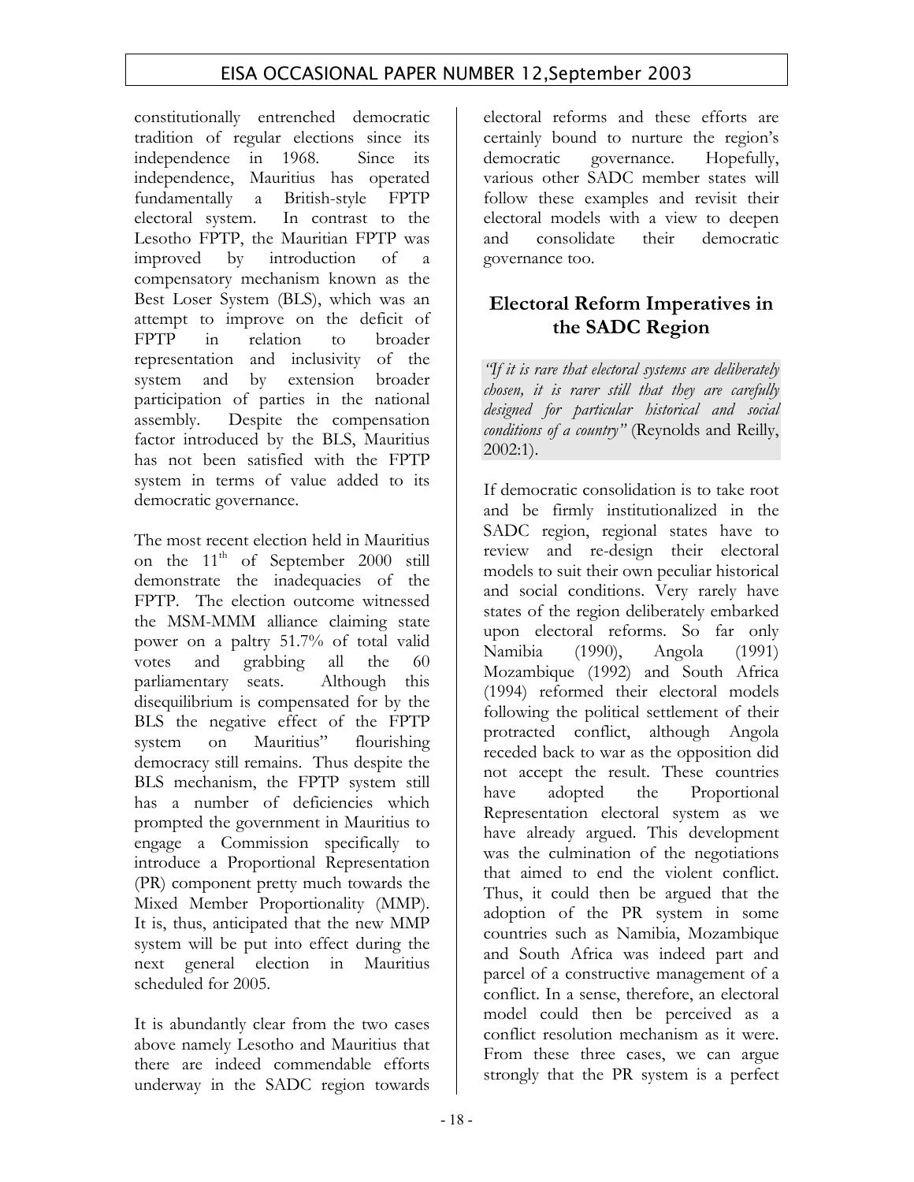constitutionally entrenched democratic tradition of regular elections since its independence in 1968. Since its independence, Mauritius has operated fundamentally a British-style FPTP electoral system. In contrast to the Lesotho FPTP, the Mauritian FPTP was improved by introduction of a compensatory mechanism known as the Best Loser System (BLS), which was an attempt to improve on the deficit of FPTP in relation to broader representation and inclusivity of the system and by extension broader participation of parties in the national assembly. Despite the compensation factor introduced by the BLS, Mauritius has not been satisfied with the FPTP system in terms of value added to its democratic governance.

The most recent election held in Mauritius on the 11th of September 2000 still demonstrate the inadequacies of the FPTP. The election outcome witnessed the MSM-MMM alliance claiming state power on a paltry 51.7% of total valid votes and grabbing all the 60 parliamentary seats. Although this disequilibrium is compensated for by the BLS the negative effect of the FPTP system on Mauritius" flourishing democracy still remains. Thus despite the BLS mechanism, the FPTP system still has a number of deficiencies which prompted the government in Mauritius to engage a Commission specifically to introduce a Proportional Representation (PR) component pretty much towards the Mixed Member Proportionality (MMP). It is, thus, anticipated that the new MMP system will be put into effect during the next general election in Mauritius scheduled for 2005.

It is abundantly clear from the two cases above namely Lesotho and Mauritius that there are indeed commendable efforts underway in the SADC region towards electoral reforms and these efforts are certainly bound to nurture the region's democratic governance. Hopefully, various other SADC member states will follow these examples and revisit their electoral models with a view to deepen and consolidate their democratic governance too.

## Electoral Reform Imperatives in the SADC Region

*"If it is rare that electoral systems are deliberately chosen, it is rarer still that they are carefully designed for particular historical and social conditions of a country"* (Reynolds and Reilly, 2002:1).

If democratic consolidation is to take root and be firmly institutionalized in the SADC region, regional states have to review and re-design their electoral models to suit their own peculiar historical and social conditions. Very rarely have states of the region deliberately embarked upon electoral reforms. So far only Namibia (1990), Angola (1991) Mozambique (1992) and South Africa (1994) reformed their electoral models following the political settlement of their protracted conflict, although Angola receded back to war as the opposition did not accept the result. These countries have adopted the Proportional Representation electoral system as we have already argued. This development was the culmination of the negotiations that aimed to end the violent conflict. Thus, it could then be argued that the adoption of the PR system in some countries such as Namibia, Mozambique and South Africa was indeed part and parcel of a constructive management of a conflict. In a sense, therefore, an electoral model could then be perceived as a conflict resolution mechanism as it were. From these three cases, we can argue strongly that the PR system is a perfect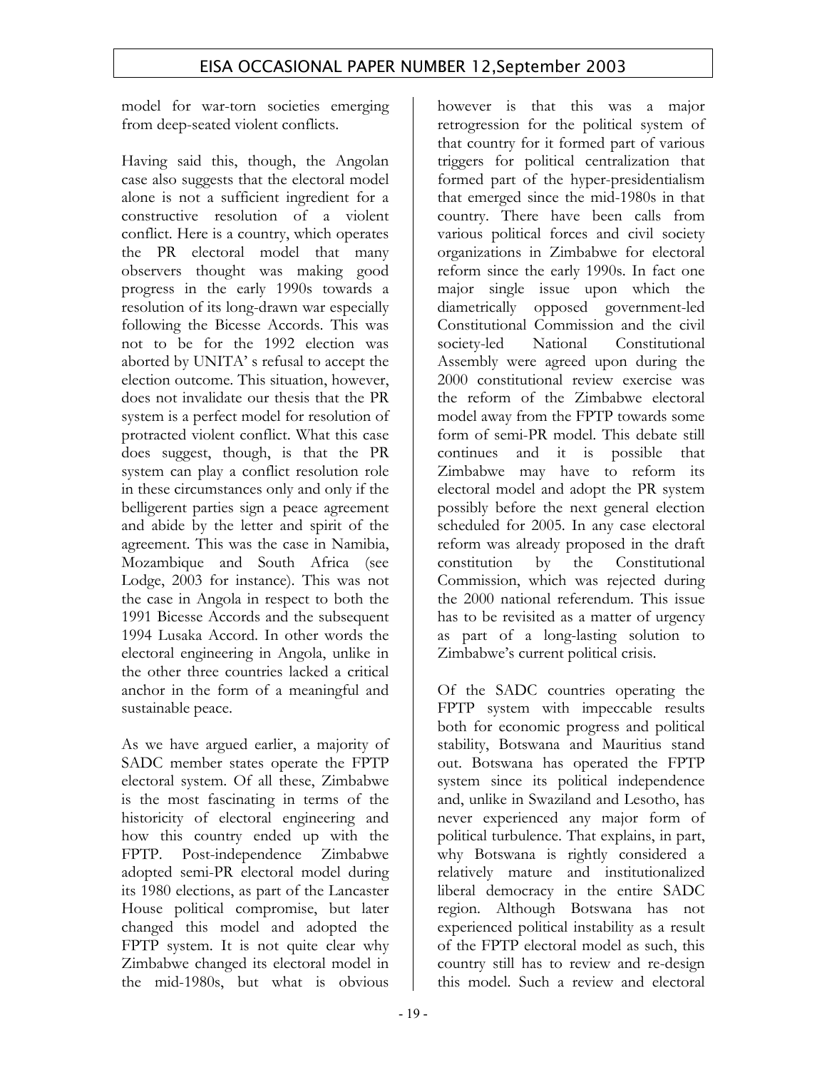model for war-torn societies emerging from deep-seated violent conflicts.

Having said this, though, the Angolan case also suggests that the electoral model alone is not a sufficient ingredient for a constructive resolution of a violent conflict. Here is a country, which operates the PR electoral model that many observers thought was making good progress in the early 1990s towards a resolution of its long-drawn war especially following the Bicesse Accords. This was not to be for the 1992 election was aborted by UNITA' s refusal to accept the election outcome. This situation, however, does not invalidate our thesis that the PR system is a perfect model for resolution of protracted violent conflict. What this case does suggest, though, is that the PR system can play a conflict resolution role in these circumstances only and only if the belligerent parties sign a peace agreement and abide by the letter and spirit of the agreement. This was the case in Namibia, Mozambique and South Africa (see Lodge, 2003 for instance). This was not the case in Angola in respect to both the 1991 Bicesse Accords and the subsequent 1994 Lusaka Accord. In other words the electoral engineering in Angola, unlike in the other three countries lacked a critical anchor in the form of a meaningful and sustainable peace.

As we have argued earlier, a majority of SADC member states operate the FPTP electoral system. Of all these, Zimbabwe is the most fascinating in terms of the historicity of electoral engineering and how this country ended up with the FPTP. Post-independence Zimbabwe adopted semi-PR electoral model during its 1980 elections, as part of the Lancaster House political compromise, but later changed this model and adopted the FPTP system. It is not quite clear why Zimbabwe changed its electoral model in the mid-1980s, but what is obvious however is that this was a major retrogression for the political system of that country for it formed part of various triggers for political centralization that formed part of the hyper-presidentialism that emerged since the mid-1980s in that country. There have been calls from various political forces and civil society organizations in Zimbabwe for electoral reform since the early 1990s. In fact one major single issue upon which the diametrically opposed government-led Constitutional Commission and the civil society-led National Constitutional Assembly were agreed upon during the 2000 constitutional review exercise was the reform of the Zimbabwe electoral model away from the FPTP towards some form of semi-PR model. This debate still continues and it is possible that Zimbabwe may have to reform its electoral model and adopt the PR system possibly before the next general election scheduled for 2005. In any case electoral reform was already proposed in the draft constitution by the Constitutional Commission, which was rejected during the 2000 national referendum. This issue has to be revisited as a matter of urgency as part of a long-lasting solution to Zimbabwe's current political crisis.

Of the SADC countries operating the FPTP system with impeccable results both for economic progress and political stability, Botswana and Mauritius stand out. Botswana has operated the FPTP system since its political independence and, unlike in Swaziland and Lesotho, has never experienced any major form of political turbulence. That explains, in part, why Botswana is rightly considered a relatively mature and institutionalized liberal democracy in the entire SADC region. Although Botswana has not experienced political instability as a result of the FPTP electoral model as such, this country still has to review and re-design this model. Such a review and electoral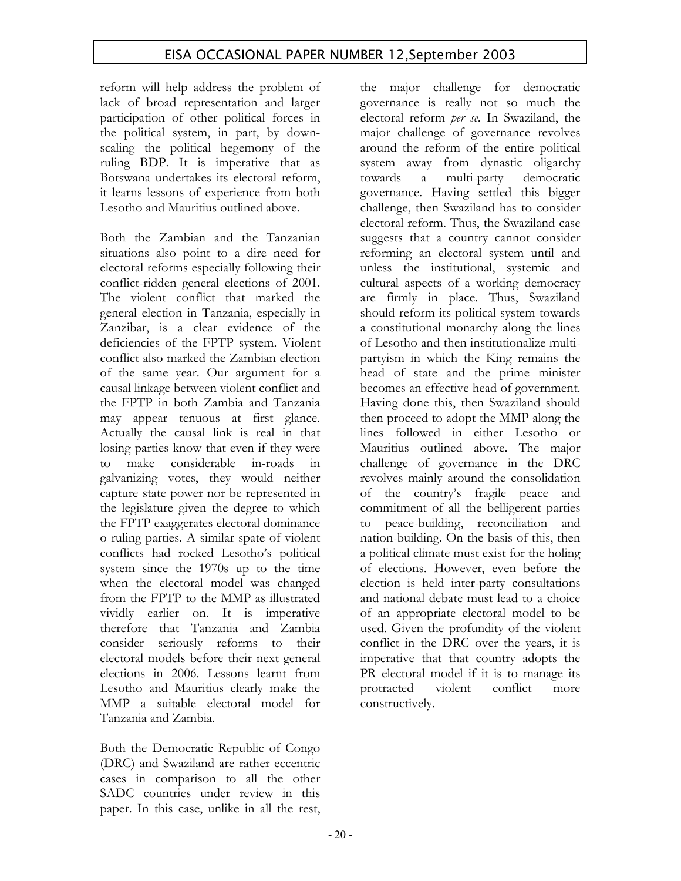reform will help address the problem of lack of broad representation and larger participation of other political forces in the political system, in part, by down-scaling the political hegemony of the ruling BDP. It is imperative that as Botswana undertakes its electoral reform, it learns lessons of experience from both Lesotho and Mauritius outlined above.

Both the Zambian and the Tanzanian situations also point to a dire need for electoral reforms especially following their conflict-ridden general elections of 2001. The violent conflict that marked the general election in Tanzania, especially in Zanzibar, is a clear evidence of the deficiencies of the FPTP system. Violent conflict also marked the Zambian election of the same year. Our argument for a causal linkage between violent conflict and the FPTP in both Zambia and Tanzania may appear tenuous at first glance. Actually the causal link is real in that losing parties know that even if they were to make considerable in-roads in galvanizing votes, they would neither capture state power nor be represented in the legislature given the degree to which the FPTP exaggerates electoral dominance o ruling parties. A similar spate of violent conflicts had rocked Lesotho's political system since the 1970s up to the time when the electoral model was changed from the FPTP to the MMP as illustrated vividly earlier on. It is imperative therefore that Tanzania and Zambia consider seriously reforms to their electoral models before their next general elections in 2006. Lessons learnt from Lesotho and Mauritius clearly make the MMP a suitable electoral model for Tanzania and Zambia.

Both the Democratic Republic of Congo (DRC) and Swaziland are rather eccentric cases in comparison to all the other SADC countries under review in this paper. In this case, unlike in all the rest, the major challenge for democratic governance is really not so much the electoral reform *per se*. In Swaziland, the major challenge of governance revolves around the reform of the entire political system away from dynastic oligarchy towards a multi-party democratic governance. Having settled this bigger challenge, then Swaziland has to consider electoral reform. Thus, the Swaziland case suggests that a country cannot consider reforming an electoral system until and unless the institutional, systemic and cultural aspects of a working democracy are firmly in place. Thus, Swaziland should reform its political system towards a constitutional monarchy along the lines of Lesotho and then institutionalize multi-partyism in which the King remains the head of state and the prime minister becomes an effective head of government. Having done this, then Swaziland should then proceed to adopt the MMP along the lines followed in either Lesotho or Mauritius outlined above. The major challenge of governance in the DRC revolves mainly around the consolidation of the country's fragile peace and commitment of all the belligerent parties to peace-building, reconciliation and nation-building. On the basis of this, then a political climate must exist for the holing of elections. However, even before the election is held inter-party consultations and national debate must lead to a choice of an appropriate electoral model to be used. Given the profundity of the violent conflict in the DRC over the years, it is imperative that that country adopts the PR electoral model if it is to manage its protracted violent conflict more constructively.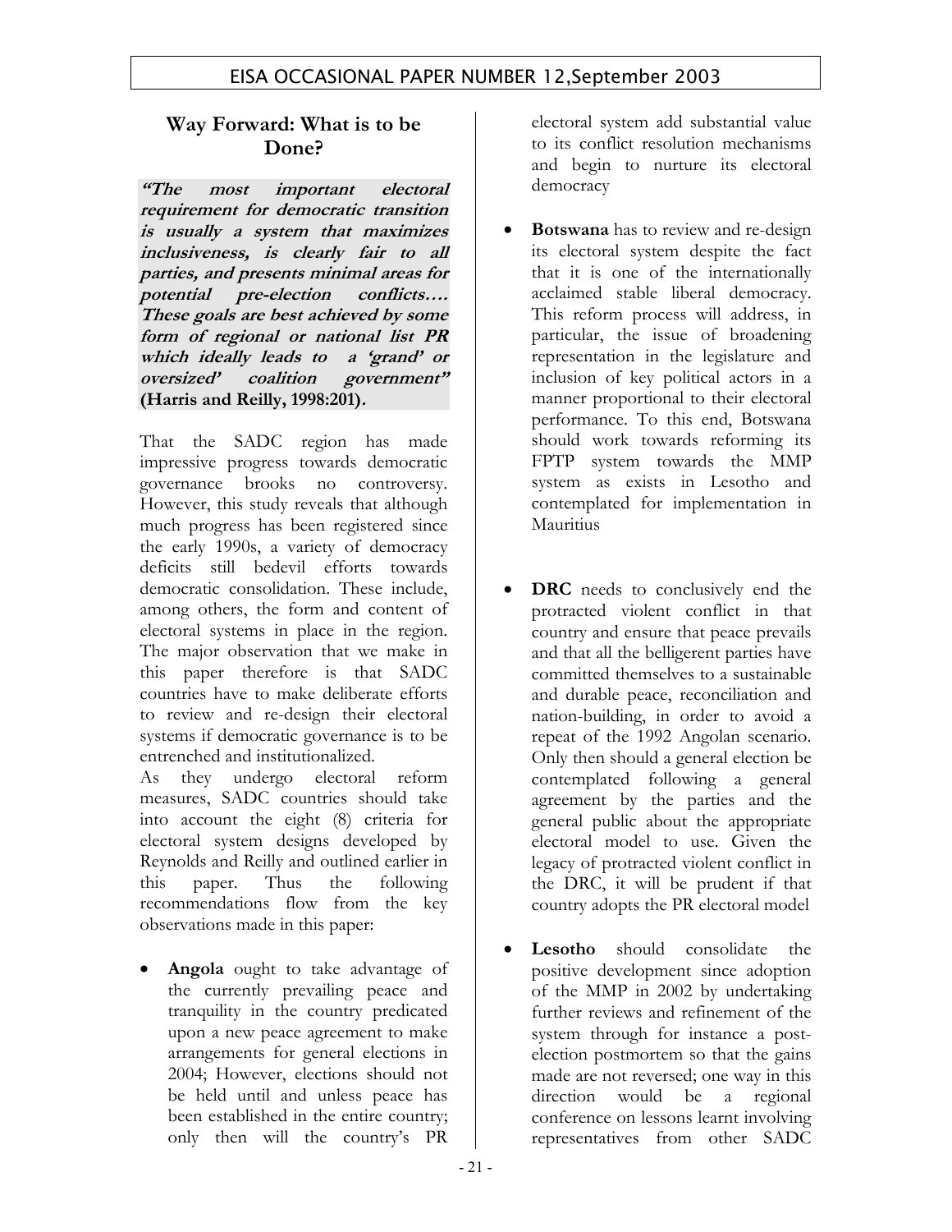## Way Forward: What is to be Done?

> ***"The most important electoral requirement for democratic transition is usually a system that maximizes inclusiveness, is clearly fair to all parties, and presents minimal areas for potential pre-election conflicts…. These goals are best achieved by some form of regional or national list PR which ideally leads to a 'grand' or oversized' coalition government"* (Harris and Reilly, 1998:201).**

That the SADC region has made impressive progress towards democratic governance brooks no controversy. However, this study reveals that although much progress has been registered since the early 1990s, a variety of democracy deficits still bedevil efforts towards democratic consolidation. These include, among others, the form and content of electoral systems in place in the region. The major observation that we make in this paper therefore is that SADC countries have to make deliberate efforts to review and re-design their electoral systems if democratic governance is to be entrenched and institutionalized.

As they undergo electoral reform measures, SADC countries should take into account the eight (8) criteria for electoral system designs developed by Reynolds and Reilly and outlined earlier in this paper. Thus the following recommendations flow from the key observations made in this paper:

- **Angola** ought to take advantage of the currently prevailing peace and tranquility in the country predicated upon a new peace agreement to make arrangements for general elections in 2004; However, elections should not be held until and unless peace has been established in the entire country; only then will the country's PR electoral system add substantial value to its conflict resolution mechanisms and begin to nurture its electoral democracy
- **Botswana** has to review and re-design its electoral system despite the fact that it is one of the internationally acclaimed stable liberal democracy. This reform process will address, in particular, the issue of broadening representation in the legislature and inclusion of key political actors in a manner proportional to their electoral performance. To this end, Botswana should work towards reforming its FPTP system towards the MMP system as exists in Lesotho and contemplated for implementation in Mauritius
- **DRC** needs to conclusively end the protracted violent conflict in that country and ensure that peace prevails and that all the belligerent parties have committed themselves to a sustainable and durable peace, reconciliation and nation-building, in order to avoid a repeat of the 1992 Angolan scenario. Only then should a general election be contemplated following a general agreement by the parties and the general public about the appropriate electoral model to use. Given the legacy of protracted violent conflict in the DRC, it will be prudent if that country adopts the PR electoral model
- **Lesotho** should consolidate the positive development since adoption of the MMP in 2002 by undertaking further reviews and refinement of the system through for instance a post-election postmortem so that the gains made are not reversed; one way in this direction would be a regional conference on lessons learnt involving representatives from other SADC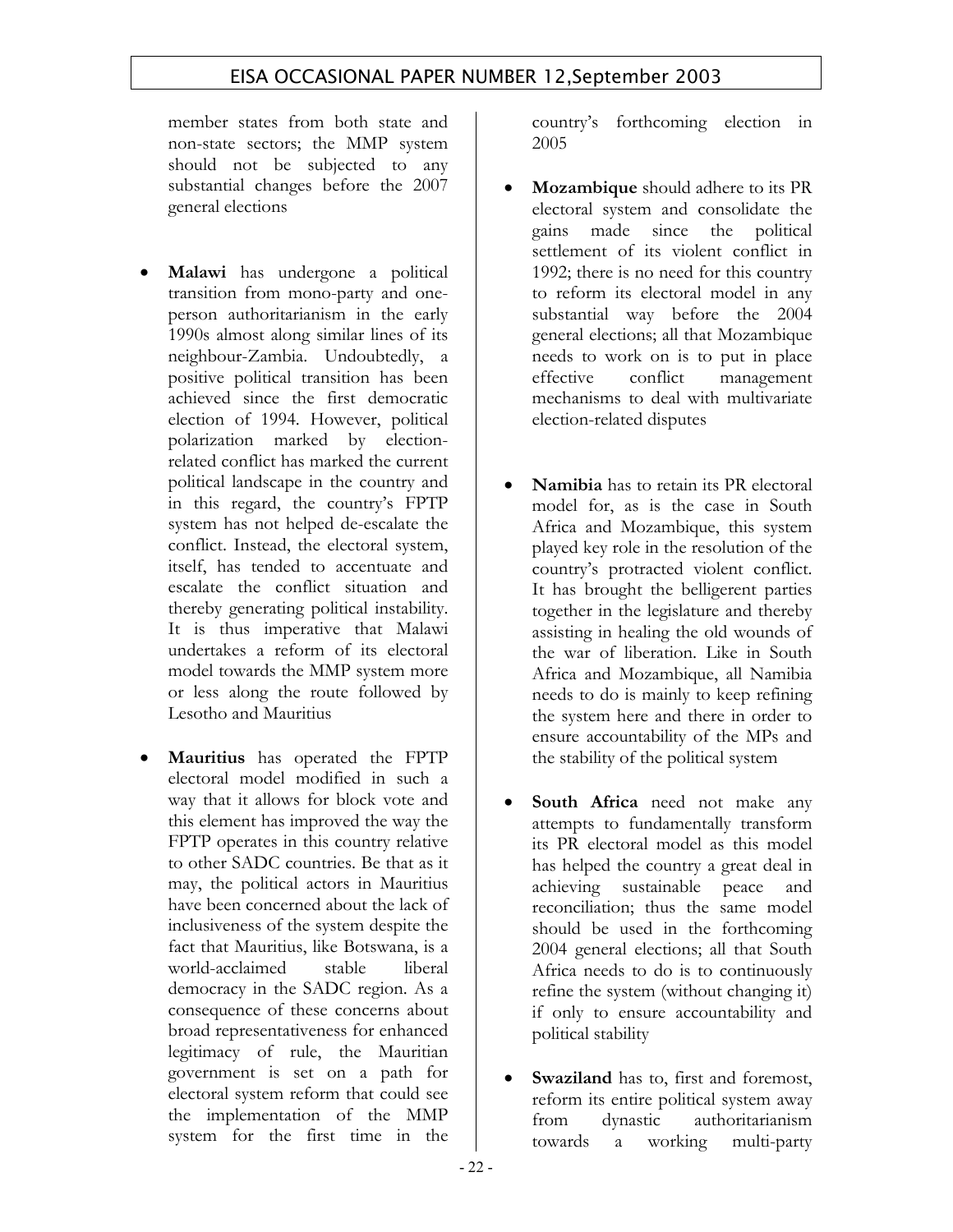member states from both state and non-state sectors; the MMP system should not be subjected to any substantial changes before the 2007 general elections

- **Malawi** has undergone a political transition from mono-party and one-person authoritarianism in the early 1990s almost along similar lines of its neighbour-Zambia. Undoubtedly, a positive political transition has been achieved since the first democratic election of 1994. However, political polarization marked by election-related conflict has marked the current political landscape in the country and in this regard, the country's FPTP system has not helped de-escalate the conflict. Instead, the electoral system, itself, has tended to accentuate and escalate the conflict situation and thereby generating political instability. It is thus imperative that Malawi undertakes a reform of its electoral model towards the MMP system more or less along the route followed by Lesotho and Mauritius

- **Mauritius** has operated the FPTP electoral model modified in such a way that it allows for block vote and this element has improved the way the FPTP operates in this country relative to other SADC countries. Be that as it may, the political actors in Mauritius have been concerned about the lack of inclusiveness of the system despite the fact that Mauritius, like Botswana, is a world-acclaimed stable liberal democracy in the SADC region. As a consequence of these concerns about broad representativeness for enhanced legitimacy of rule, the Mauritian government is set on a path for electoral system reform that could see the implementation of the MMP system for the first time in the country's forthcoming election in 2005

- **Mozambique** should adhere to its PR electoral system and consolidate the gains made since the political settlement of its violent conflict in 1992; there is no need for this country to reform its electoral model in any substantial way before the 2004 general elections; all that Mozambique needs to work on is to put in place effective conflict management mechanisms to deal with multivariate election-related disputes

- **Namibia** has to retain its PR electoral model for, as is the case in South Africa and Mozambique, this system played key role in the resolution of the country's protracted violent conflict. It has brought the belligerent parties together in the legislature and thereby assisting in healing the old wounds of the war of liberation. Like in South Africa and Mozambique, all Namibia needs to do is mainly to keep refining the system here and there in order to ensure accountability of the MPs and the stability of the political system

- **South Africa** need not make any attempts to fundamentally transform its PR electoral model as this model has helped the country a great deal in achieving sustainable peace and reconciliation; thus the same model should be used in the forthcoming 2004 general elections; all that South Africa needs to do is to continuously refine the system (without changing it) if only to ensure accountability and political stability

- **Swaziland** has to, first and foremost, reform its entire political system away from dynastic authoritarianism towards a working multi-party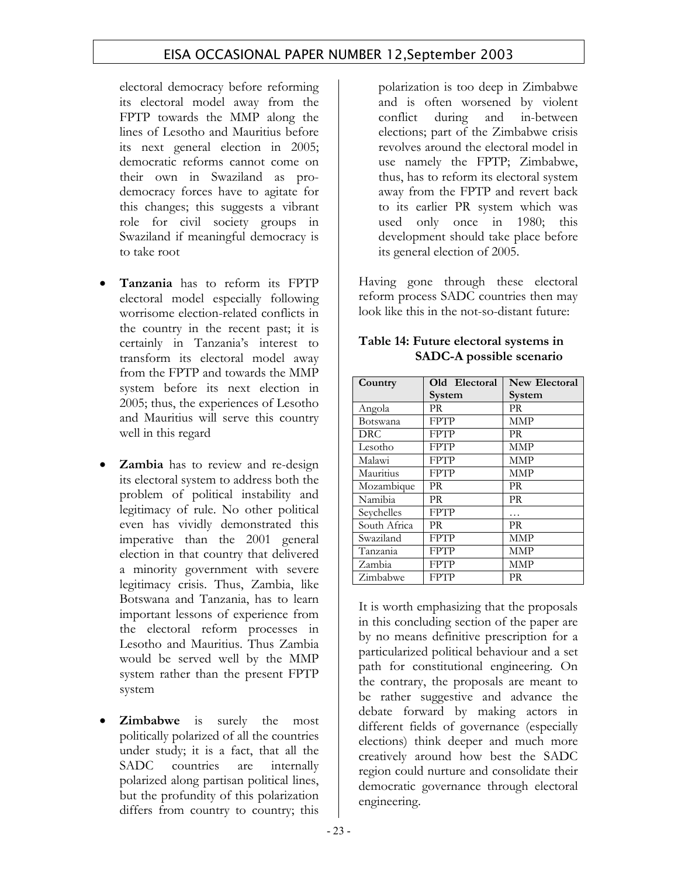electoral democracy before reforming its electoral model away from the FPTP towards the MMP along the lines of Lesotho and Mauritius before its next general election in 2005; democratic reforms cannot come on their own in Swaziland as pro-democracy forces have to agitate for this changes; this suggests a vibrant role for civil society groups in Swaziland if meaningful democracy is to take root

- **Tanzania** has to reform its FPTP electoral model especially following worrisome election-related conflicts in the country in the recent past; it is certainly in Tanzania's interest to transform its electoral model away from the FPTP and towards the MMP system before its next election in 2005; thus, the experiences of Lesotho and Mauritius will serve this country well in this regard

- **Zambia** has to review and re-design its electoral system to address both the problem of political instability and legitimacy of rule. No other political even has vividly demonstrated this imperative than the 2001 general election in that country that delivered a minority government with severe legitimacy crisis. Thus, Zambia, like Botswana and Tanzania, has to learn important lessons of experience from the electoral reform processes in Lesotho and Mauritius. Thus Zambia would be served well by the MMP system rather than the present FPTP system

- **Zimbabwe** is surely the most politically polarized of all the countries under study; it is a fact, that all the SADC countries are internally polarized along partisan political lines, but the profundity of this polarization differs from country to country; this polarization is too deep in Zimbabwe and is often worsened by violent conflict during and in-between elections; part of the Zimbabwe crisis revolves around the electoral model in use namely the FPTP; Zimbabwe, thus, has to reform its electoral system away from the FPTP and revert back to its earlier PR system which was used only once in 1980; this development should take place before its general election of 2005.

Having gone through these electoral reform process SADC countries then may look like this in the not-so-distant future:

**Table 14: Future electoral systems in SADC-A possible scenario**

| Country | Old Electoral System | New Electoral System |
|---|---|---|
| Angola | PR | PR |
| Botswana | FPTP | MMP |
| DRC | FPTP | PR |
| Lesotho | FPTP | MMP |
| Malawi | FPTP | MMP |
| Mauritius | FPTP | MMP |
| Mozambique | PR | PR |
| Namibia | PR | PR |
| Seychelles | FPTP | … |
| South Africa | PR | PR |
| Swaziland | FPTP | MMP |
| Tanzania | FPTP | MMP |
| Zambia | FPTP | MMP |
| Zimbabwe | FPTP | PR |

It is worth emphasizing that the proposals in this concluding section of the paper are by no means definitive prescription for a particularized political behaviour and a set path for constitutional engineering. On the contrary, the proposals are meant to be rather suggestive and advance the debate forward by making actors in different fields of governance (especially elections) think deeper and much more creatively around how best the SADC region could nurture and consolidate their democratic governance through electoral engineering.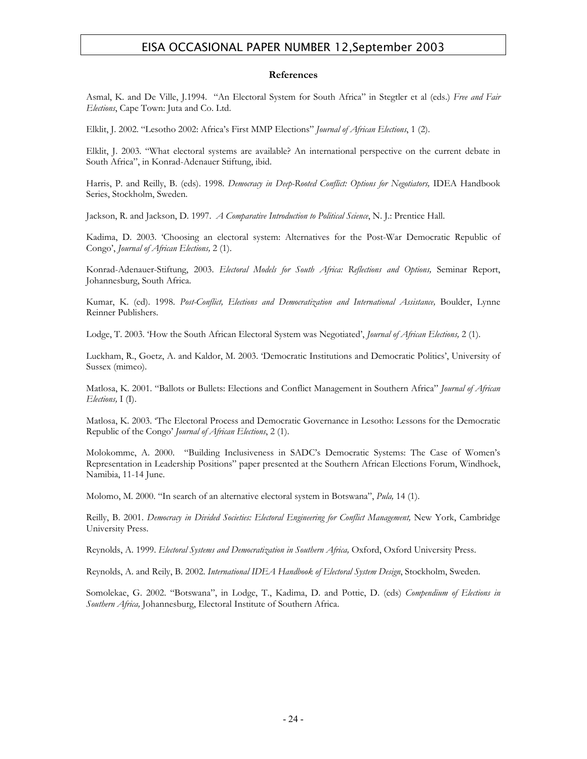**References**

Asmal, K. and De Ville, J.1994. "An Electoral System for South Africa" in Stegtler et al (eds.) *Free and Fair Elections*, Cape Town: Juta and Co. Ltd.

Elklit, J. 2002. "Lesotho 2002: Africa's First MMP Elections" *Journal of African Elections*, 1 (2).

Elklit, J. 2003. "What electoral systems are available? An international perspective on the current debate in South Africa", in Konrad-Adenauer Stiftung, ibid.

Harris, P. and Reilly, B. (eds). 1998. *Democracy in Deep-Rooted Conflict: Options for Negotiators,* IDEA Handbook Series, Stockholm, Sweden.

Jackson, R. and Jackson, D. 1997. *A Comparative Introduction to Political Science*, N. J.: Prentice Hall.

Kadima, D. 2003. 'Choosing an electoral system: Alternatives for the Post-War Democratic Republic of Congo', *Journal of African Elections,* 2 (1).

Konrad-Adenauer-Stiftung, 2003. *Electoral Models for South Africa: Reflections and Options,* Seminar Report, Johannesburg, South Africa.

Kumar, K. (ed). 1998. *Post-Conflict, Elections and Democratization and International Assistance,* Boulder, Lynne Reinner Publishers.

Lodge, T. 2003. 'How the South African Electoral System was Negotiated', *Journal of African Elections,* 2 (1).

Luckham, R., Goetz, A. and Kaldor, M. 2003. 'Democratic Institutions and Democratic Politics', University of Sussex (mimeo).

Matlosa, K. 2001. "Ballots or Bullets: Elections and Conflict Management in Southern Africa" *Journal of African Elections,* I (I).

Matlosa, K. 2003. 'The Electoral Process and Democratic Governance in Lesotho: Lessons for the Democratic Republic of the Congo' *Journal of African Elections*, 2 (1).

Molokomme, A. 2000. "Building Inclusiveness in SADC's Democratic Systems: The Case of Women's Representation in Leadership Positions" paper presented at the Southern African Elections Forum, Windhoek, Namibia, 11-14 June.

Molomo, M. 2000. "In search of an alternative electoral system in Botswana", *Pula,* 14 (1).

Reilly, B. 2001. *Democracy in Divided Societies: Electoral Engineering for Conflict Management,* New York, Cambridge University Press.

Reynolds, A. 1999. *Electoral Systems and Democratization in Southern Africa,* Oxford, Oxford University Press.

Reynolds, A. and Reily, B. 2002. *International IDEA Handbook of Electoral System Design*, Stockholm, Sweden.

Somolekae, G. 2002. "Botswana", in Lodge, T., Kadima, D. and Pottie, D. (eds) *Compendium of Elections in Southern Africa,* Johannesburg, Electoral Institute of Southern Africa.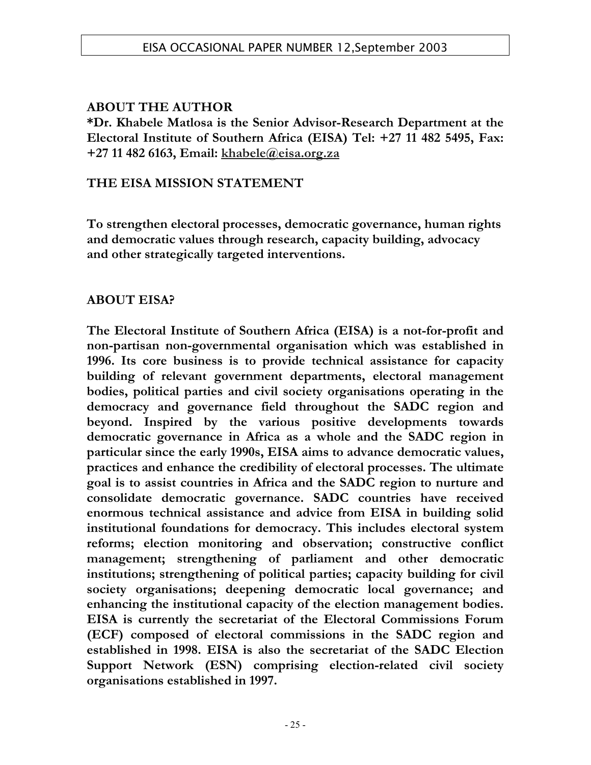## ABOUT THE AUTHOR

***Dr. Khabele Matlosa is the Senior Advisor-Research Department at the Electoral Institute of Southern Africa (EISA) Tel: +27 11 482 5495, Fax: +27 11 482 6163, Email: khabele@eisa.org.za**

## THE EISA MISSION STATEMENT

**To strengthen electoral processes, democratic governance, human rights and democratic values through research, capacity building, advocacy and other strategically targeted interventions.**

## ABOUT EISA?

**The Electoral Institute of Southern Africa (EISA) is a not-for-profit and non-partisan non-governmental organisation which was established in 1996. Its core business is to provide technical assistance for capacity building of relevant government departments, electoral management bodies, political parties and civil society organisations operating in the democracy and governance field throughout the SADC region and beyond. Inspired by the various positive developments towards democratic governance in Africa as a whole and the SADC region in particular since the early 1990s, EISA aims to advance democratic values, practices and enhance the credibility of electoral processes. The ultimate goal is to assist countries in Africa and the SADC region to nurture and consolidate democratic governance. SADC countries have received enormous technical assistance and advice from EISA in building solid institutional foundations for democracy. This includes electoral system reforms; election monitoring and observation; constructive conflict management; strengthening of parliament and other democratic institutions; strengthening of political parties; capacity building for civil society organisations; deepening democratic local governance; and enhancing the institutional capacity of the election management bodies. EISA is currently the secretariat of the Electoral Commissions Forum (ECF) composed of electoral commissions in the SADC region and established in 1998. EISA is also the secretariat of the SADC Election Support Network (ESN) comprising election-related civil society organisations established in 1997.**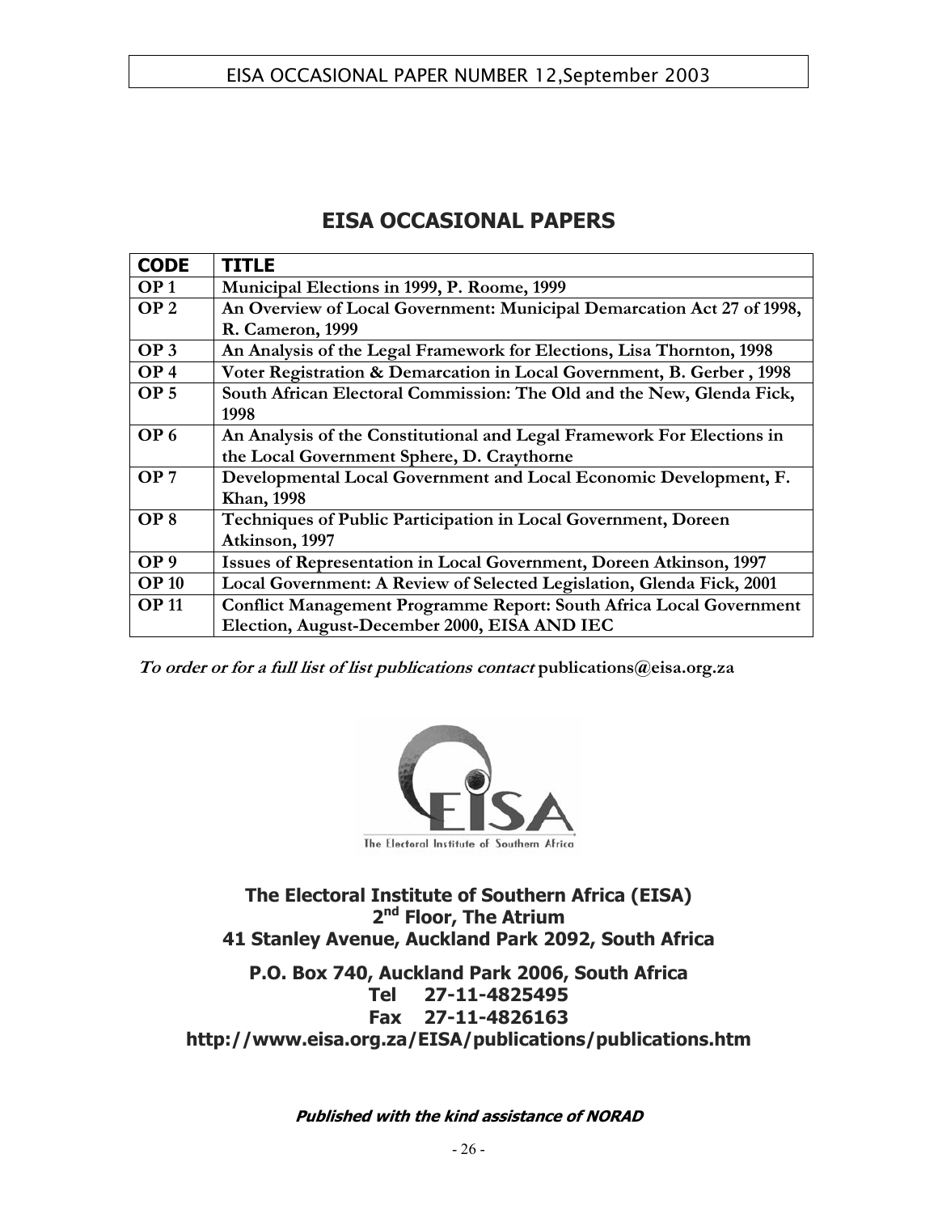## EISA OCCASIONAL PAPERS

| CODE | TITLE |
|---|---|
| **OP 1** | **Municipal Elections in 1999, P. Roome, 1999** |
| **OP 2** | **An Overview of Local Government: Municipal Demarcation Act 27 of 1998, R. Cameron, 1999** |
| **OP 3** | **An Analysis of the Legal Framework for Elections, Lisa Thornton, 1998** |
| **OP 4** | **Voter Registration & Demarcation in Local Government, B. Gerber , 1998** |
| **OP 5** | **South African Electoral Commission: The Old and the New, Glenda Fick, 1998** |
| **OP 6** | **An Analysis of the Constitutional and Legal Framework For Elections in the Local Government Sphere, D. Craythorne** |
| **OP 7** | **Developmental Local Government and Local Economic Development, F. Khan, 1998** |
| **OP 8** | **Techniques of Public Participation in Local Government, Doreen Atkinson, 1997** |
| **OP 9** | **Issues of Representation in Local Government, Doreen Atkinson, 1997** |
| **OP 10** | **Local Government: A Review of Selected Legislation, Glenda Fick, 2001** |
| **OP 11** | **Conflict Management Programme Report: South Africa Local Government Election, August-December 2000, EISA AND IEC** |

***To order or for a full list of list publications contact*** **publications@eisa.org.za**

The Electoral Institute of Southern Africa

**The Electoral Institute of Southern Africa (EISA)**
**2nd Floor, The Atrium**
**41 Stanley Avenue, Auckland Park 2092, South Africa**

**P.O. Box 740, Auckland Park 2006, South Africa**
**Tel 27-11-4825495**
**Fax 27-11-4826163**
**http://www.eisa.org.za/EISA/publications/publications.htm**

***Published with the kind assistance of NORAD***